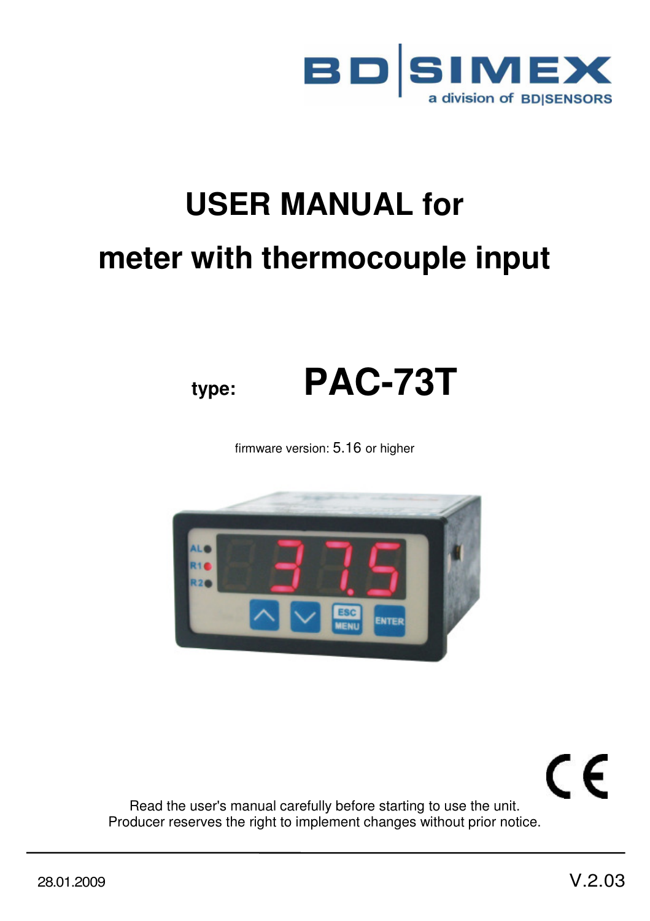# USER MANUAL for

# meter with thermocouple input

**type:** **PAC-73T**

firmware version: 5.16 or higher

Read the user's manual carefully before starting to use the unit.
Producer reserves the right to implement changes without prior notice.

28.01.2009

V.2.03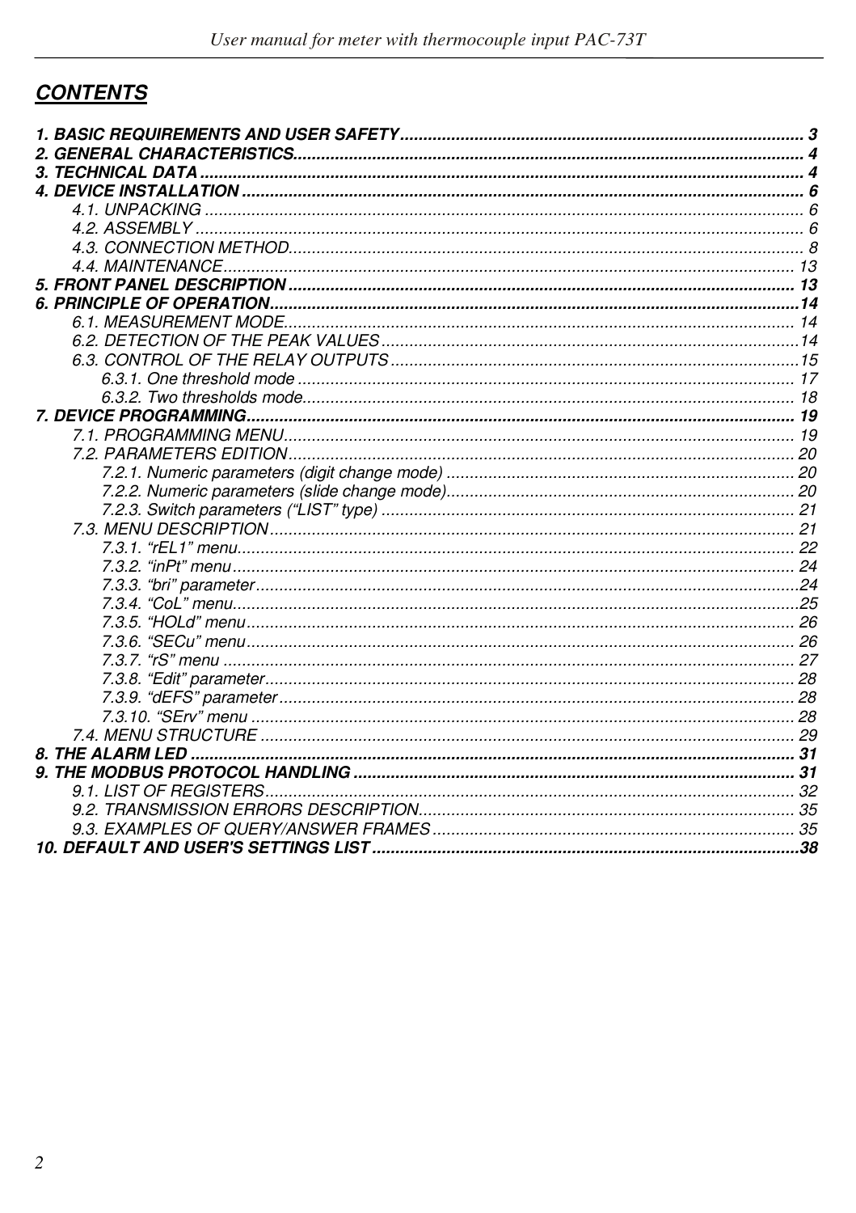## CONTENTS

**1. BASIC REQUIREMENTS AND USER SAFETY ..... 3**
**2. GENERAL CHARACTERISTICS ..... 4**
**3. TECHNICAL DATA ..... 4**
**4. DEVICE INSTALLATION ..... 6**
- 4.1. UNPACKING ..... 6
- 4.2. ASSEMBLY ..... 6
- 4.3. CONNECTION METHOD ..... 8
- 4.4. MAINTENANCE ..... 13

**5. FRONT PANEL DESCRIPTION ..... 13**
**6. PRINCIPLE OF OPERATION ..... 14**
- 6.1. MEASUREMENT MODE ..... 14
- 6.2. DETECTION OF THE PEAK VALUES ..... 14
- 6.3. CONTROL OF THE RELAY OUTPUTS ..... 15
  - 6.3.1. One threshold mode ..... 17
  - 6.3.2. Two thresholds mode ..... 18

**7. DEVICE PROGRAMMING ..... 19**
- 7.1. PROGRAMMING MENU ..... 19
- 7.2. PARAMETERS EDITION ..... 20
  - 7.2.1. Numeric parameters (digit change mode) ..... 20
  - 7.2.2. Numeric parameters (slide change mode) ..... 20
  - 7.2.3. Switch parameters (“LIST” type) ..... 21
- 7.3. MENU DESCRIPTION ..... 21
  - 7.3.1. “rEL1” menu ..... 22
  - 7.3.2. “inPt” menu ..... 24
  - 7.3.3. “bri” parameter ..... 24
  - 7.3.4. “CoL” menu ..... 25
  - 7.3.5. “HOLd” menu ..... 26
  - 7.3.6. “SECu” menu ..... 26
  - 7.3.7. “rS” menu ..... 27
  - 7.3.8. “Edit” parameter ..... 28
  - 7.3.9. “dEFS” parameter ..... 28
  - 7.3.10. “SErv” menu ..... 28
- 7.4. MENU STRUCTURE ..... 29

**8. THE ALARM LED ..... 31**
**9. THE MODBUS PROTOCOL HANDLING ..... 31**
- 9.1. LIST OF REGISTERS ..... 32
- 9.2. TRANSMISSION ERRORS DESCRIPTION ..... 35
- 9.3. EXAMPLES OF QUERY/ANSWER FRAMES ..... 35

**10. DEFAULT AND USER'S SETTINGS LIST ..... 38**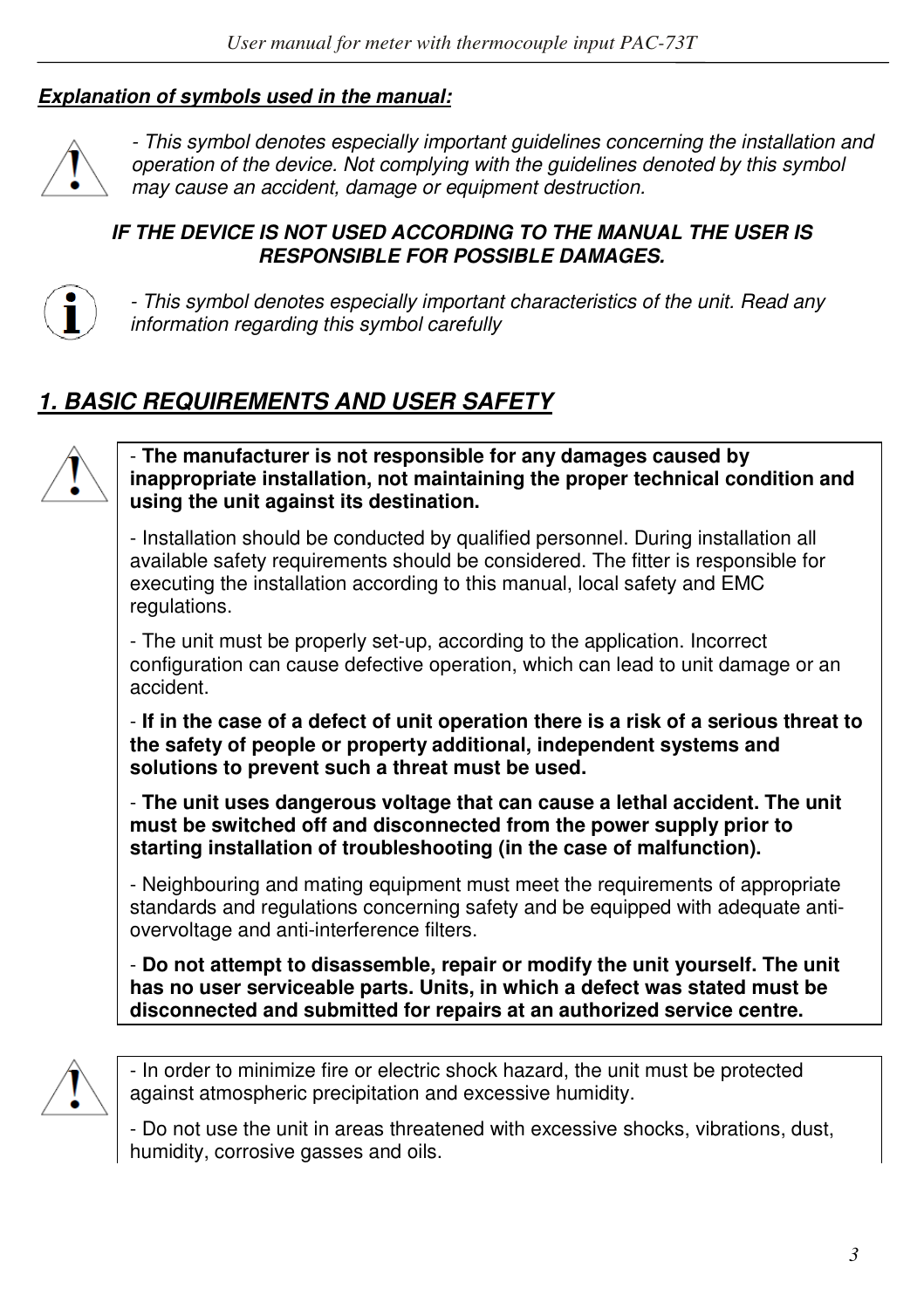***Explanation of symbols used in the manual:***

*- This symbol denotes especially important guidelines concerning the installation and operation of the device. Not complying with the guidelines denoted by this symbol may cause an accident, damage or equipment destruction.*

***IF THE DEVICE IS NOT USED ACCORDING TO THE MANUAL THE USER IS RESPONSIBLE FOR POSSIBLE DAMAGES.***

*- This symbol denotes especially important characteristics of the unit. Read any information regarding this symbol carefully*

## *1. BASIC REQUIREMENTS AND USER SAFETY*

- **The manufacturer is not responsible for any damages caused by inappropriate installation, not maintaining the proper technical condition and using the unit against its destination.**

- Installation should be conducted by qualified personnel. During installation all available safety requirements should be considered. The fitter is responsible for executing the installation according to this manual, local safety and EMC regulations.

- The unit must be properly set-up, according to the application. Incorrect configuration can cause defective operation, which can lead to unit damage or an accident.

- **If in the case of a defect of unit operation there is a risk of a serious threat to the safety of people or property additional, independent systems and solutions to prevent such a threat must be used.**

- **The unit uses dangerous voltage that can cause a lethal accident. The unit must be switched off and disconnected from the power supply prior to starting installation of troubleshooting (in the case of malfunction).**

- Neighbouring and mating equipment must meet the requirements of appropriate standards and regulations concerning safety and be equipped with adequate anti-overvoltage and anti-interference filters.

- **Do not attempt to disassemble, repair or modify the unit yourself. The unit has no user serviceable parts. Units, in which a defect was stated must be disconnected and submitted for repairs at an authorized service centre.**

- In order to minimize fire or electric shock hazard, the unit must be protected against atmospheric precipitation and excessive humidity.

- Do not use the unit in areas threatened with excessive shocks, vibrations, dust, humidity, corrosive gasses and oils.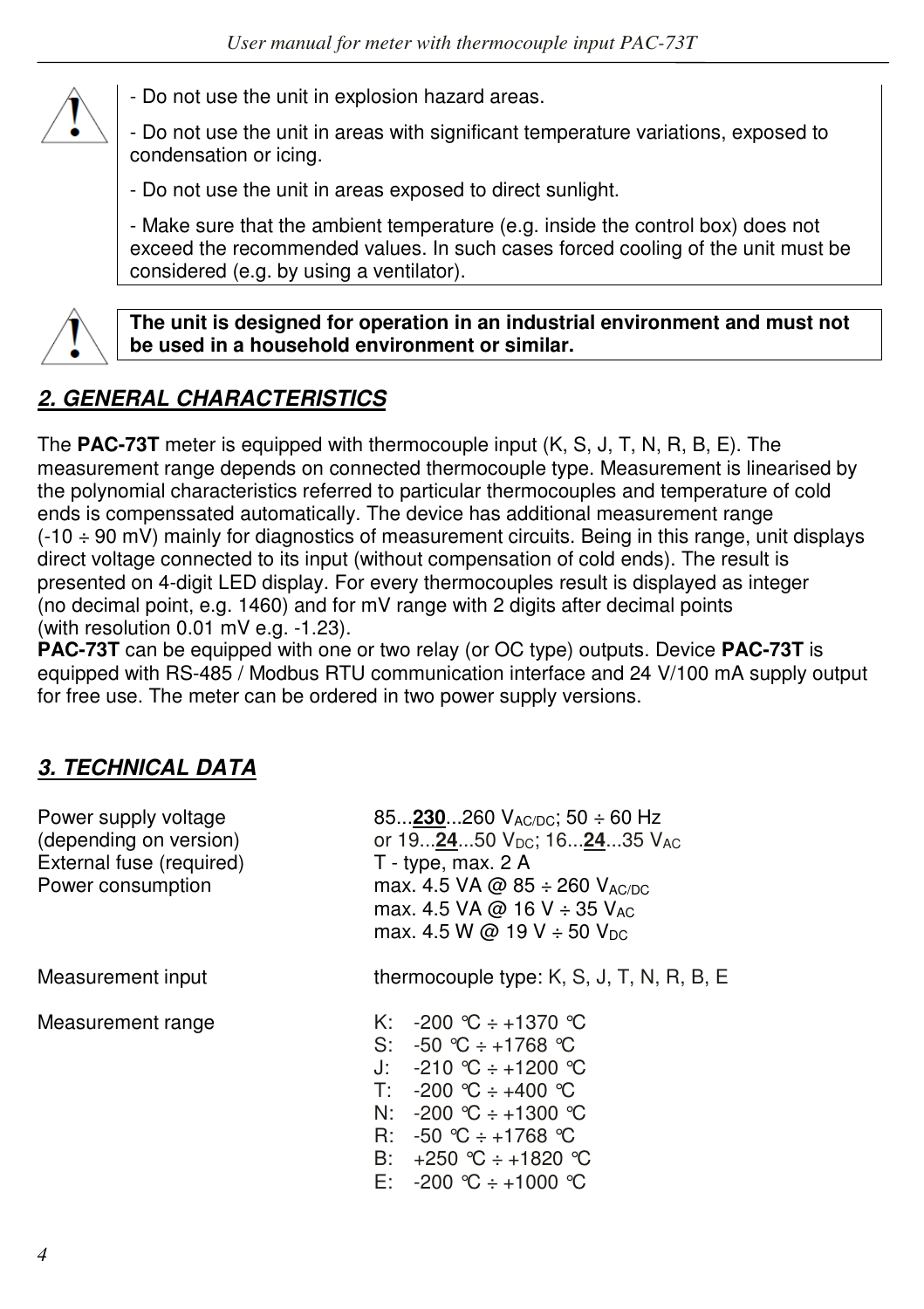- Do not use the unit in explosion hazard areas.

- Do not use the unit in areas with significant temperature variations, exposed to condensation or icing.

- Do not use the unit in areas exposed to direct sunlight.

- Make sure that the ambient temperature (e.g. inside the control box) does not exceed the recommended values. In such cases forced cooling of the unit must be considered (e.g. by using a ventilator).

**The unit is designed for operation in an industrial environment and must not be used in a household environment or similar.**

## 2. GENERAL CHARACTERISTICS

The **PAC-73T** meter is equipped with thermocouple input (K, S, J, T, N, R, B, E). The measurement range depends on connected thermocouple type. Measurement is linearised by the polynomial characteristics referred to particular thermocouples and temperature of cold ends is compenssated automatically. The device has additional measurement range (-10 ÷ 90 mV) mainly for diagnostics of measurement circuits. Being in this range, unit displays direct voltage connected to its input (without compensation of cold ends). The result is presented on 4-digit LED display. For every thermocouples result is displayed as integer (no decimal point, e.g. 1460) and for mV range with 2 digits after decimal points (with resolution 0.01 mV e.g. -1.23).
**PAC-73T** can be equipped with one or two relay (or OC type) outputs. Device **PAC-73T** is equipped with RS-485 / Modbus RTU communication interface and 24 V/100 mA supply output for free use. The meter can be ordered in two power supply versions.

## 3. TECHNICAL DATA

| | |
|---|---|
| Power supply voltage (depending on version) | 85...**230**...260 $V_{AC/DC}$; 50 ÷ 60 Hz or 19...**24**...50 $V_{DC}$; 16...**24**...35 $V_{AC}$ |
| External fuse (required) | T - type, max. 2 A |
| Power consumption | max. 4.5 VA @ 85 ÷ 260 $V_{AC/DC}$<br>max. 4.5 VA @ 16 V ÷ 35 $V_{AC}$<br>max. 4.5 W @ 19 V ÷ 50 $V_{DC}$ |
| Measurement input | thermocouple type: K, S, J, T, N, R, B, E |
| Measurement range | K: -200 °C ÷ +1370 °C<br>S: -50 °C ÷ +1768 °C<br>J: -210 °C ÷ +1200 °C<br>T: -200 °C ÷ +400 °C<br>N: -200 °C ÷ +1300 °C<br>R: -50 °C ÷ +1768 °C<br>B: +250 °C ÷ +1820 °C<br>E: -200 °C ÷ +1000 °C |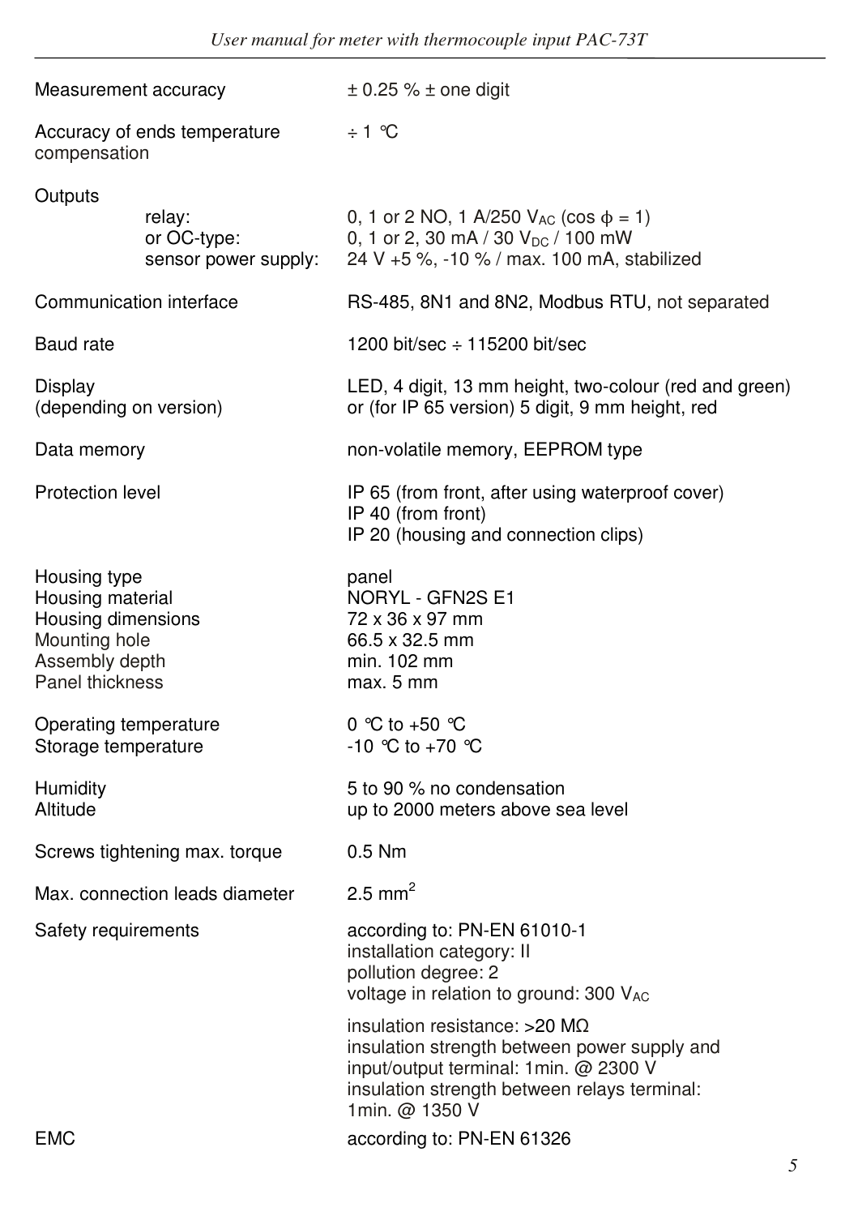| | |
|---|---|
| Measurement accuracy | ± 0.25 % ± one digit |
| Accuracy of ends temperature compensation | ÷ 1 °C |
| Outputs | |
| relay: | 0, 1 or 2 NO, 1 A/250 $V_{AC}$ (cos $\phi$ = 1) |
| or OC-type: | 0, 1 or 2, 30 mA / 30 $V_{DC}$ / 100 mW |
| sensor power supply: | 24 V +5 %, -10 % / max. 100 mA, stabilized |
| Communication interface | RS-485, 8N1 and 8N2, Modbus RTU, not separated |
| Baud rate | 1200 bit/sec ÷ 115200 bit/sec |
| Display (depending on version) | LED, 4 digit, 13 mm height, two-colour (red and green) or (for IP 65 version) 5 digit, 9 mm height, red |
| Data memory | non-volatile memory, EEPROM type |
| Protection level | IP 65 (from front, after using waterproof cover)<br>IP 40 (from front)<br>IP 20 (housing and connection clips) |
| Housing type | panel |
| Housing material | NORYL - GFN2S E1 |
| Housing dimensions | 72 x 36 x 97 mm |
| Mounting hole | 66.5 x 32.5 mm |
| Assembly depth | min. 102 mm |
| Panel thickness | max. 5 mm |
| Operating temperature | 0 °C to +50 °C |
| Storage temperature | -10 °C to +70 °C |
| Humidity | 5 to 90 % no condensation |
| Altitude | up to 2000 meters above sea level |
| Screws tightening max. torque | 0.5 Nm |
| Max. connection leads diameter | 2.5 $mm^2$ |
| Safety requirements | according to: PN-EN 61010-1<br>installation category: II<br>pollution degree: 2<br>voltage in relation to ground: 300 $V_{AC}$<br><br>insulation resistance: >20 MΩ<br>insulation strength between power supply and input/output terminal: 1min. @ 2300 V<br>insulation strength between relays terminal: 1min. @ 1350 V |
| EMC | according to: PN-EN 61326 |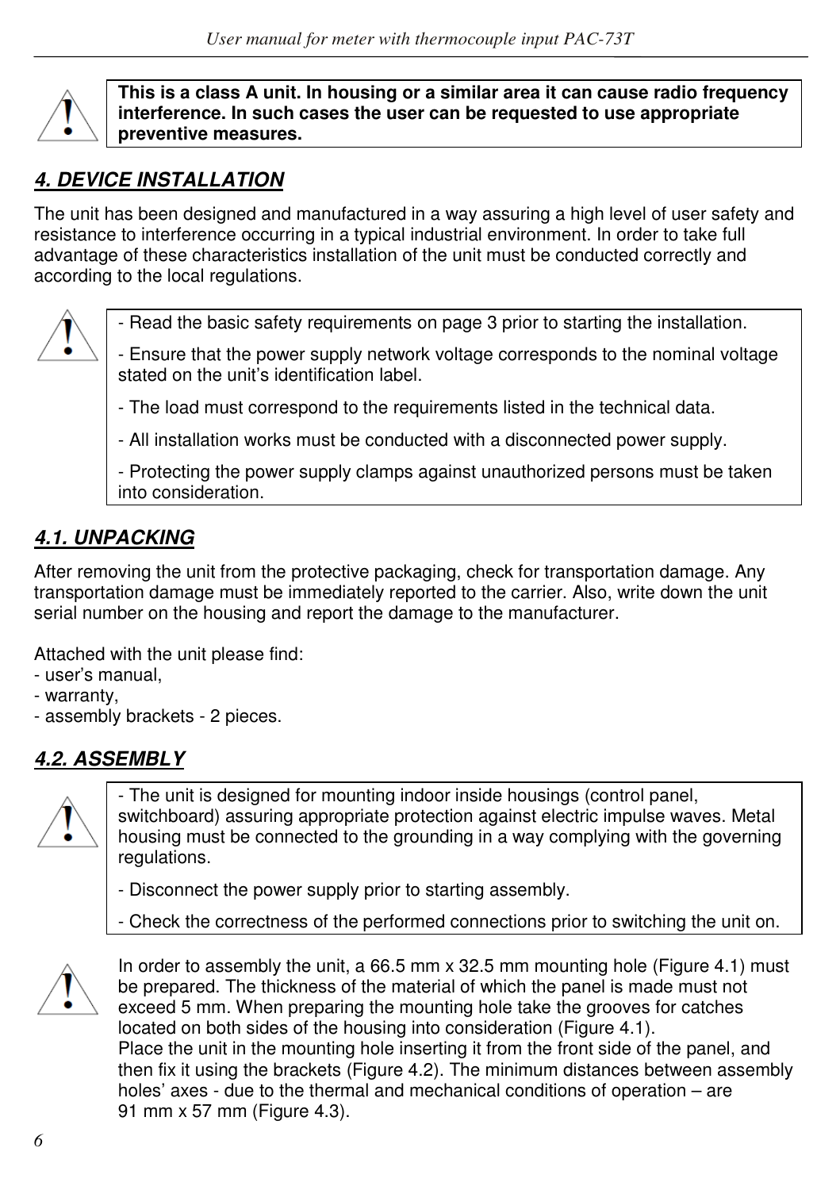**This is a class A unit. In housing or a similar area it can cause radio frequency interference. In such cases the user can be requested to use appropriate preventive measures.**

## *4. DEVICE INSTALLATION*

The unit has been designed and manufactured in a way assuring a high level of user safety and resistance to interference occurring in a typical industrial environment. In order to take full advantage of these characteristics installation of the unit must be conducted correctly and according to the local regulations.

- Read the basic safety requirements on page 3 prior to starting the installation.
- Ensure that the power supply network voltage corresponds to the nominal voltage stated on the unit's identification label.
- The load must correspond to the requirements listed in the technical data.
- All installation works must be conducted with a disconnected power supply.
- Protecting the power supply clamps against unauthorized persons must be taken into consideration.

### *4.1. UNPACKING*

After removing the unit from the protective packaging, check for transportation damage. Any transportation damage must be immediately reported to the carrier. Also, write down the unit serial number on the housing and report the damage to the manufacturer.

Attached with the unit please find:
- user's manual,
- warranty,
- assembly brackets - 2 pieces.

### *4.2. ASSEMBLY*

- The unit is designed for mounting indoor inside housings (control panel, switchboard) assuring appropriate protection against electric impulse waves. Metal housing must be connected to the grounding in a way complying with the governing regulations.
- Disconnect the power supply prior to starting assembly.
- Check the correctness of the performed connections prior to switching the unit on.

In order to assembly the unit, a 66.5 mm x 32.5 mm mounting hole (Figure 4.1) must be prepared. The thickness of the material of which the panel is made must not exceed 5 mm. When preparing the mounting hole take the grooves for catches located on both sides of the housing into consideration (Figure 4.1).
Place the unit in the mounting hole inserting it from the front side of the panel, and then fix it using the brackets (Figure 4.2). The minimum distances between assembly holes' axes - due to the thermal and mechanical conditions of operation – are 91 mm x 57 mm (Figure 4.3).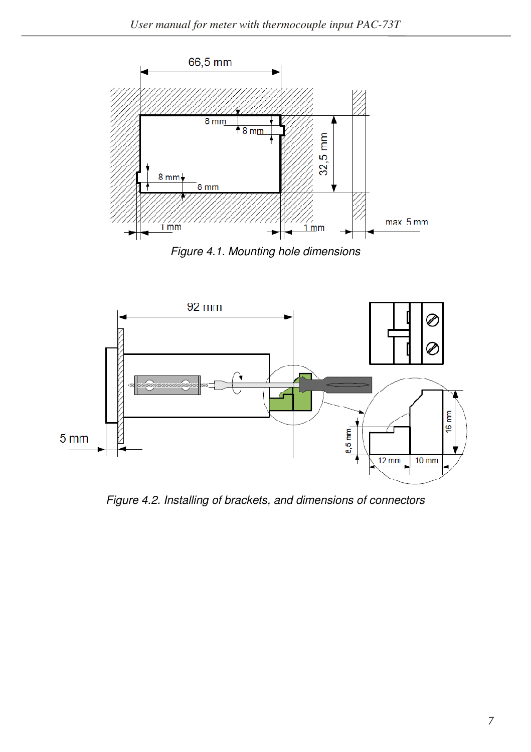Figure 4.1. Mounting hole dimensions

Figure 4.2. Installing of brackets, and dimensions of connectors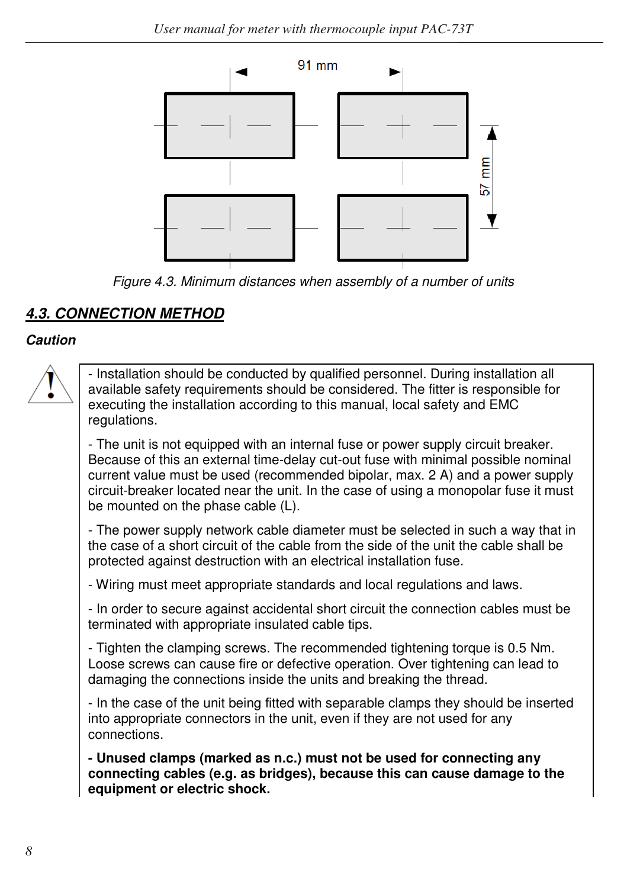Figure 4.3. Minimum distances when assembly of a number of units

### *4.3. CONNECTION METHOD*

***Caution***

- Installation should be conducted by qualified personnel. During installation all available safety requirements should be considered. The fitter is responsible for executing the installation according to this manual, local safety and EMC regulations.

- The unit is not equipped with an internal fuse or power supply circuit breaker. Because of this an external time-delay cut-out fuse with minimal possible nominal current value must be used (recommended bipolar, max. 2 A) and a power supply circuit-breaker located near the unit. In the case of using a monopolar fuse it must be mounted on the phase cable (L).

- The power supply network cable diameter must be selected in such a way that in the case of a short circuit of the cable from the side of the unit the cable shall be protected against destruction with an electrical installation fuse.

- Wiring must meet appropriate standards and local regulations and laws.

- In order to secure against accidental short circuit the connection cables must be terminated with appropriate insulated cable tips.

- Tighten the clamping screws. The recommended tightening torque is 0.5 Nm. Loose screws can cause fire or defective operation. Over tightening can lead to damaging the connections inside the units and breaking the thread.

- In the case of the unit being fitted with separable clamps they should be inserted into appropriate connectors in the unit, even if they are not used for any connections.

**- Unused clamps (marked as n.c.) must not be used for connecting any connecting cables (e.g. as bridges), because this can cause damage to the equipment or electric shock.**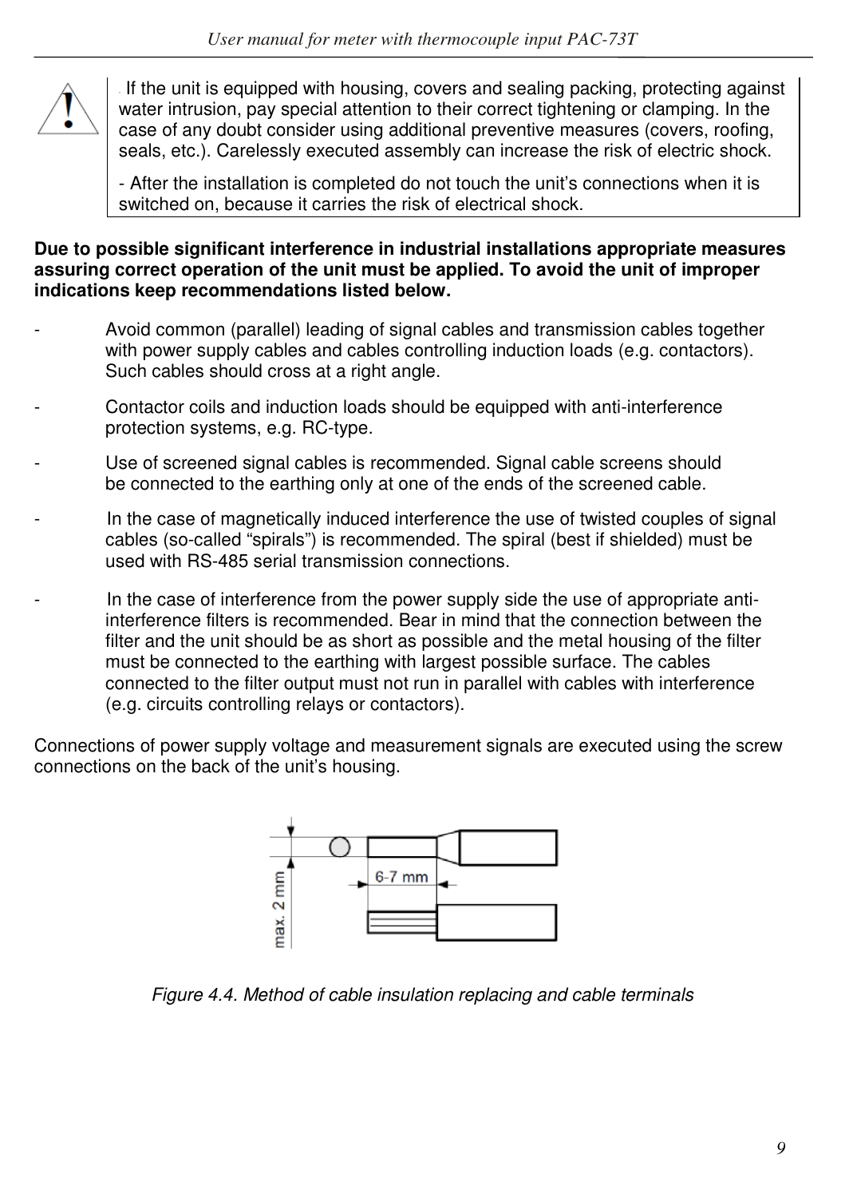- If the unit is equipped with housing, covers and sealing packing, protecting against water intrusion, pay special attention to their correct tightening or clamping. In the case of any doubt consider using additional preventive measures (covers, roofing, seals, etc.). Carelessly executed assembly can increase the risk of electric shock.

- After the installation is completed do not touch the unit's connections when it is switched on, because it carries the risk of electrical shock.

**Due to possible significant interference in industrial installations appropriate measures assuring correct operation of the unit must be applied. To avoid the unit of improper indications keep recommendations listed below.**

- Avoid common (parallel) leading of signal cables and transmission cables together with power supply cables and cables controlling induction loads (e.g. contactors). Such cables should cross at a right angle.
- Contactor coils and induction loads should be equipped with anti-interference protection systems, e.g. RC-type.
- Use of screened signal cables is recommended. Signal cable screens should be connected to the earthing only at one of the ends of the screened cable.
- In the case of magnetically induced interference the use of twisted couples of signal cables (so-called "spirals") is recommended. The spiral (best if shielded) must be used with RS-485 serial transmission connections.
- In the case of interference from the power supply side the use of appropriate anti-interference filters is recommended. Bear in mind that the connection between the filter and the unit should be as short as possible and the metal housing of the filter must be connected to the earthing with largest possible surface. The cables connected to the filter output must not run in parallel with cables with interference (e.g. circuits controlling relays or contactors).

Connections of power supply voltage and measurement signals are executed using the screw connections on the back of the unit's housing.

max. 2 mm

6-7 mm

*Figure 4.4. Method of cable insulation replacing and cable terminals*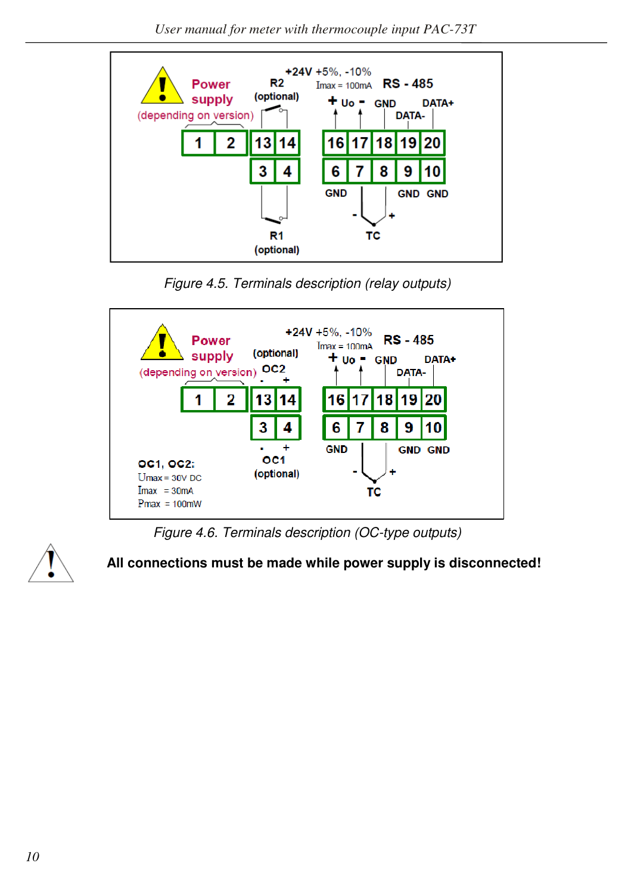Power supply (depending on version) | 1 | 2 |
R2 (optional) | 13 | 14 |
R1 (optional) | 3 | 4 |
+24V +5%, -10% Imax = 100mA | + Uo - | 16 | 17 |
RS - 485 | GND 18 | DATA- 19 | DATA+ 20 |
GND 6 | 7 | TC - + 8 | GND 9 | GND 10 |

*Figure 4.5. Terminals description (relay outputs)*

Power supply (depending on version) | 1 | 2 |
(optional) OC2 - + | 13 | 14 |
OC1 (optional) - + | 3 | 4 |
+24V +5%, -10% Imax = 100mA | + Uo - | 16 | 17 |
RS - 485 | GND 18 | DATA- 19 | DATA+ 20 |
GND 6 | 7 | TC - + 8 | GND 9 | GND 10 |

OC1, OC2:
Umax = 30V DC
Imax = 30mA
Pmax = 100mW

*Figure 4.6. Terminals description (OC-type outputs)*

**All connections must be made while power supply is disconnected!**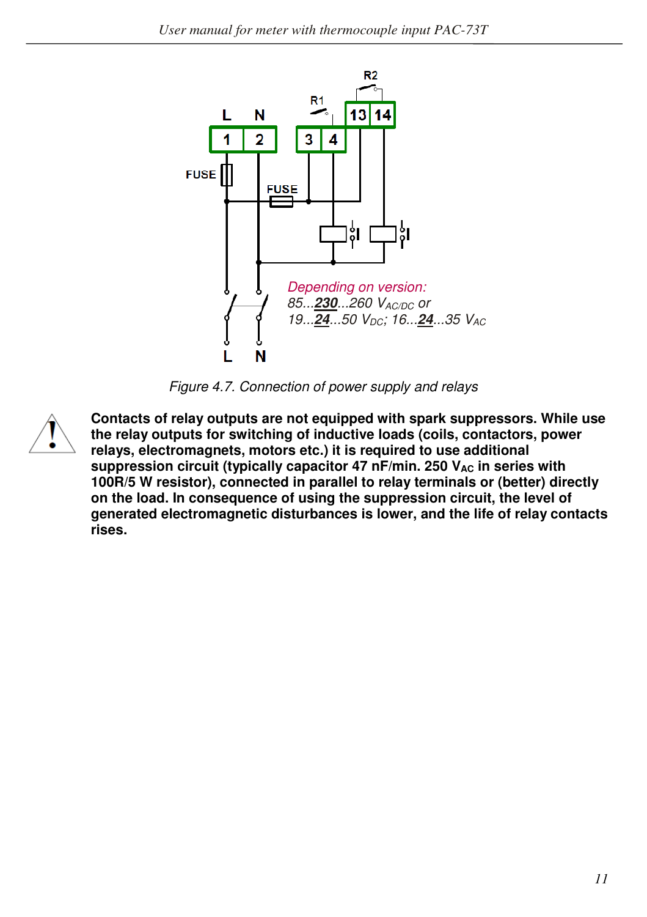*Figure 4.7. Connection of power supply and relays*

**Contacts of relay outputs are not equipped with spark suppressors. While use the relay outputs for switching of inductive loads (coils, contactors, power relays, electromagnets, motors etc.) it is required to use additional suppression circuit (typically capacitor 47 nF/min. 250 $V_{AC}$ in series with 100R/5 W resistor), connected in parallel to relay terminals or (better) directly on the load. In consequence of using the suppression circuit, the level of generated electromagnetic disturbances is lower, and the life of relay contacts rises.**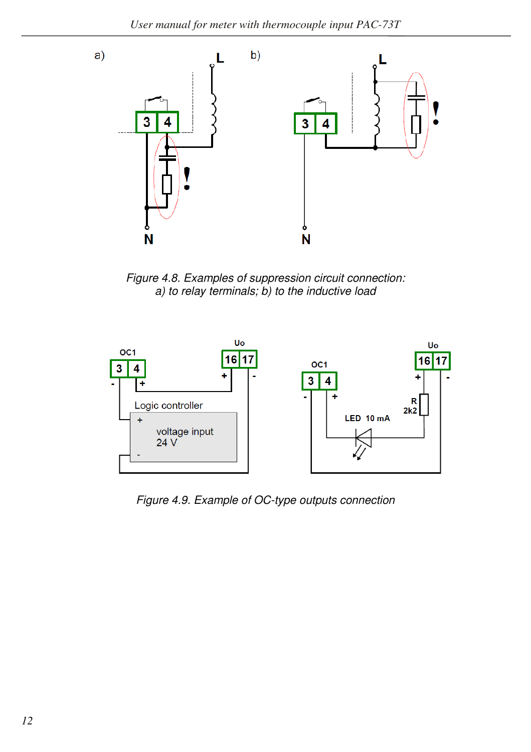*Figure 4.8. Examples of suppression circuit connection:*
*a) to relay terminals; b) to the inductive load*

*Figure 4.9. Example of OC-type outputs connection*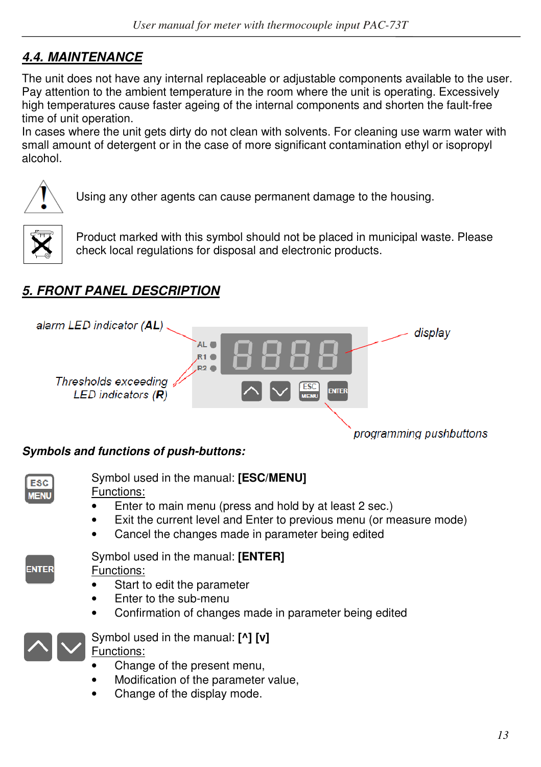## 4.4. MAINTENANCE

The unit does not have any internal replaceable or adjustable components available to the user. Pay attention to the ambient temperature in the room where the unit is operating. Excessively high temperatures cause faster ageing of the internal components and shorten the fault-free time of unit operation.
In cases where the unit gets dirty do not clean with solvents. For cleaning use warm water with small amount of detergent or in the case of more significant contamination ethyl or isopropyl alcohol.

Using any other agents can cause permanent damage to the housing.

Product marked with this symbol should not be placed in municipal waste. Please check local regulations for disposal and electronic products.

## 5. FRONT PANEL DESCRIPTION

alarm LED indicator (**AL**)

display

Thresholds exceeding LED indicators (**R**)

programming pushbuttons

***Symbols and functions of push-buttons:***

Symbol used in the manual: **[ESC/MENU]**
Functions:

- Enter to main menu (press and hold by at least 2 sec.)
- Exit the current level and Enter to previous menu (or measure mode)
- Cancel the changes made in parameter being edited

Symbol used in the manual: **[ENTER]**
Functions:

- Start to edit the parameter
- Enter to the sub-menu
- Confirmation of changes made in parameter being edited

Symbol used in the manual: **[^] [v]**
Functions:

- Change of the present menu,
- Modification of the parameter value,
- Change of the display mode.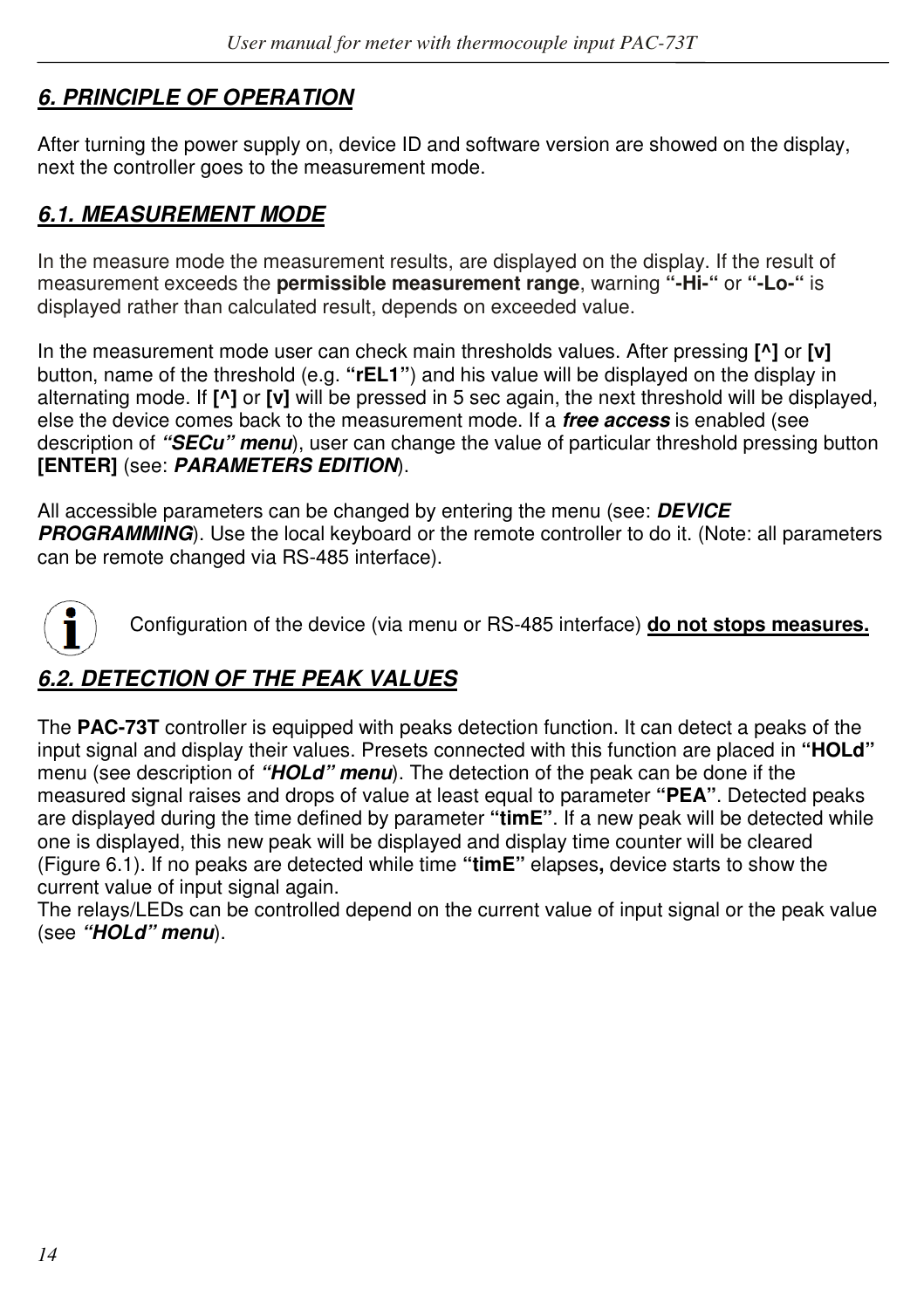## *6. PRINCIPLE OF OPERATION*

After turning the power supply on, device ID and software version are showed on the display, next the controller goes to the measurement mode.

### *6.1. MEASUREMENT MODE*

In the measure mode the measurement results, are displayed on the display. If the result of measurement exceeds the **permissible measurement range**, warning **“-Hi-“** or **“-Lo-“** is displayed rather than calculated result, depends on exceeded value.

In the measurement mode user can check main thresholds values. After pressing **[^]** or **[v]** button, name of the threshold (e.g. **“rEL1”**) and his value will be displayed on the display in alternating mode. If **[^]** or **[v]** will be pressed in 5 sec again, the next threshold will be displayed, else the device comes back to the measurement mode. If a ***free access*** is enabled (see description of ***“SECu” menu***), user can change the value of particular threshold pressing button **[ENTER]** (see: ***PARAMETERS EDITION***).

All accessible parameters can be changed by entering the menu (see: ***DEVICE PROGRAMMING***). Use the local keyboard or the remote controller to do it. (Note: all parameters can be remote changed via RS-485 interface).

Configuration of the device (via menu or RS-485 interface) **do not stops measures.**

### *6.2. DETECTION OF THE PEAK VALUES*

The **PAC-73T** controller is equipped with peaks detection function. It can detect a peaks of the input signal and display their values. Presets connected with this function are placed in **“HOLd”** menu (see description of ***“HOLd” menu***). The detection of the peak can be done if the measured signal raises and drops of value at least equal to parameter **“PEA”**. Detected peaks are displayed during the time defined by parameter **“timE”**. If a new peak will be detected while one is displayed, this new peak will be displayed and display time counter will be cleared (Figure 6.1). If no peaks are detected while time **“timE”** elapses**,** device starts to show the current value of input signal again.
The relays/LEDs can be controlled depend on the current value of input signal or the peak value (see ***“HOLd” menu***).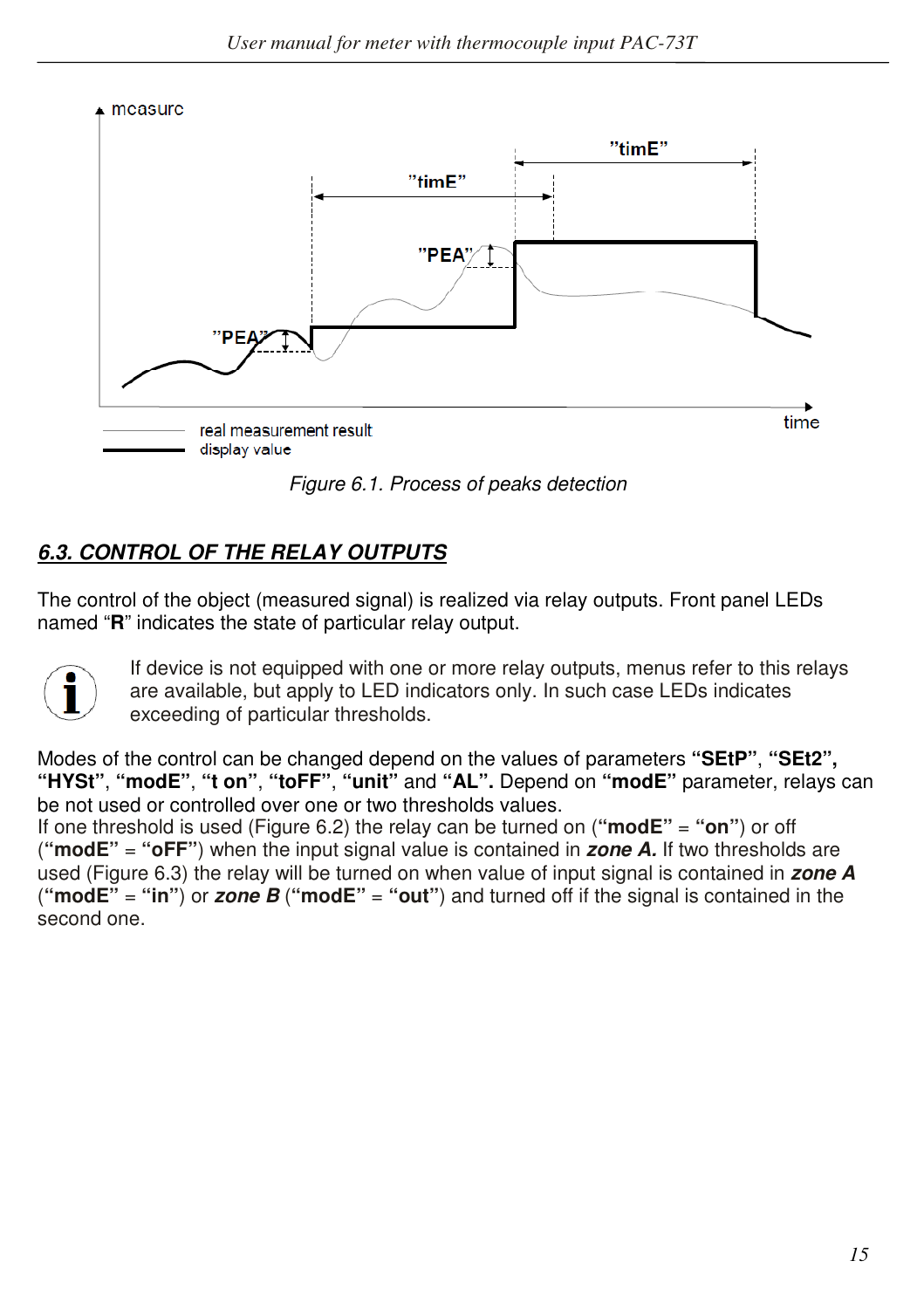Figure 6.1. Process of peaks detection

## *6.3. CONTROL OF THE RELAY OUTPUTS*

The control of the object (measured signal) is realized via relay outputs. Front panel LEDs named "**R**" indicates the state of particular relay output.

If device is not equipped with one or more relay outputs, menus refer to this relays are available, but apply to LED indicators only. In such case LEDs indicates exceeding of particular thresholds.

Modes of the control can be changed depend on the values of parameters **"SEtP"**, **"SEt2"**, **"HYSt"**, **"modE"**, **"t on"**, **"toFF"**, **"unit"** and **"AL"**. Depend on **"modE"** parameter, relays can be not used or controlled over one or two thresholds values.
If one threshold is used (Figure 6.2) the relay can be turned on (**"modE"** = **"on"**) or off (**"modE"** = **"oFF"**) when the input signal value is contained in ***zone A.*** If two thresholds are used (Figure 6.3) the relay will be turned on when value of input signal is contained in ***zone A*** (**"modE"** = **"in"**) or ***zone B*** (**"modE"** = **"out"**) and turned off if the signal is contained in the second one.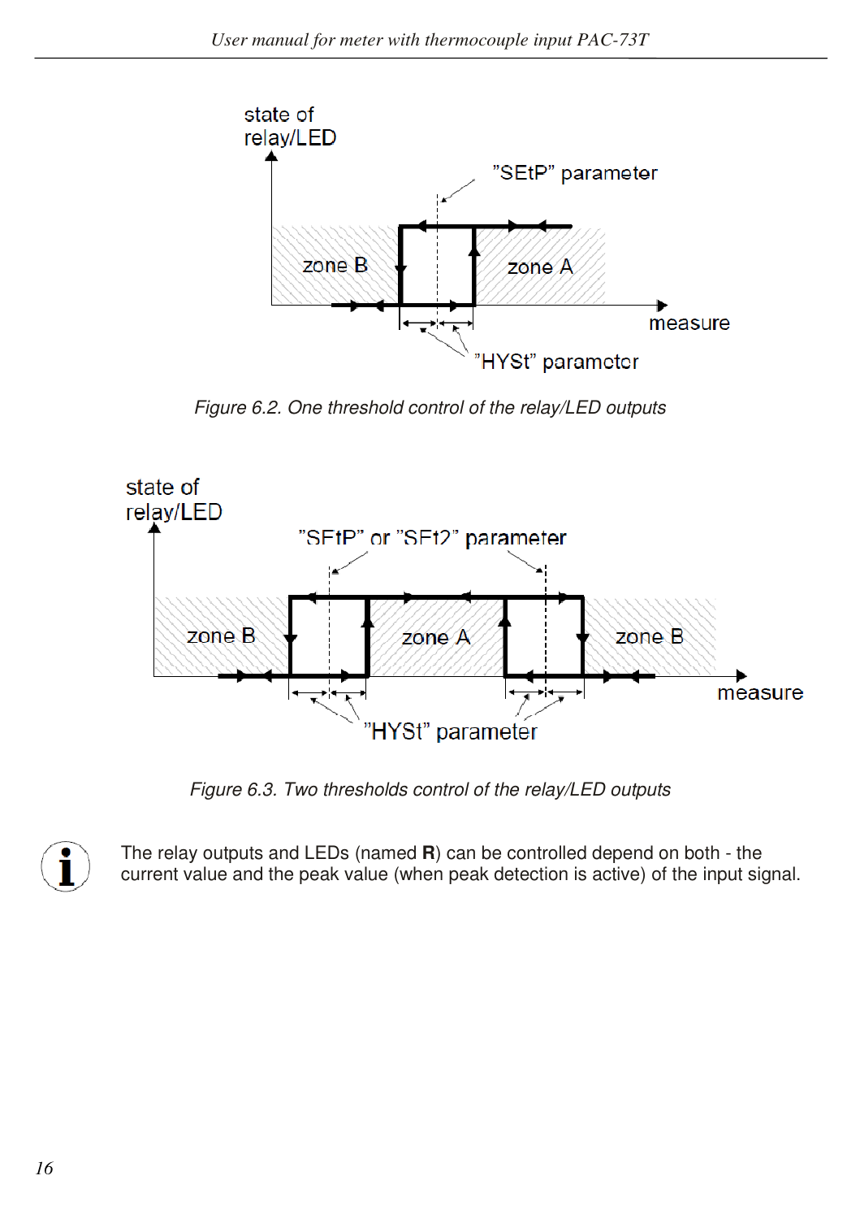Figure 6.2. One threshold control of the relay/LED outputs

Figure 6.3. Two thresholds control of the relay/LED outputs

The relay outputs and LEDs (named **R**) can be controlled depend on both - the current value and the peak value (when peak detection is active) of the input signal.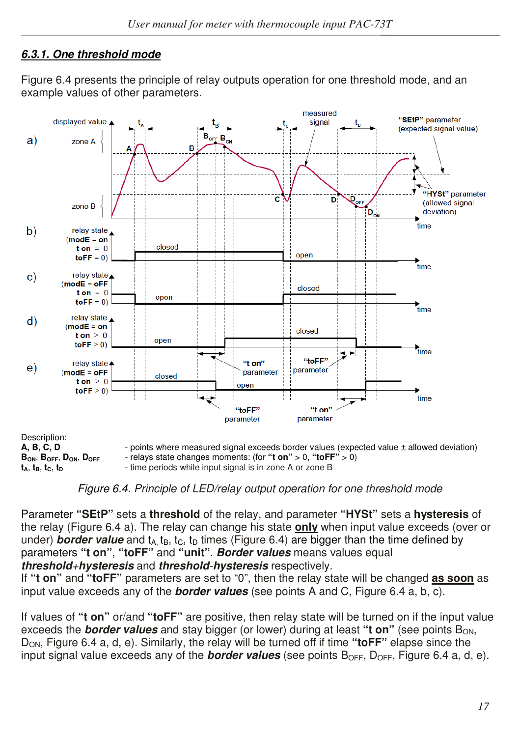## *6.3.1. One threshold mode*

Figure 6.4 presents the principle of relay outputs operation for one threshold mode, and an example values of other parameters.

Description:

**A, B, C, D** - points where measured signal exceeds border values (expected value ± allowed deviation)

**$B_{ON}$, $B_{OFF}$, $D_{ON}$, $D_{OFF}$** - relays state changes moments: (for **"t on"** > 0, **"toFF"** > 0)

**$t_A$, $t_B$, $t_C$, $t_D$** - time periods while input signal is in zone A or zone B

*Figure 6.4. Principle of LED/relay output operation for one threshold mode*

Parameter **"SEtP"** sets a **threshold** of the relay, and parameter **"HYSt"** sets a **hysteresis** of the relay (Figure 6.4 a). The relay can change his state **only** when input value exceeds (over or under) ***border value*** and $t_A$, $t_B$, $t_C$, $t_D$ times (Figure 6.4) are bigger than the time defined by parameters **"t on"**, **"toFF"** and **"unit"**. ***Border values*** means values equal ***threshold+hysteresis*** and ***threshold-hysteresis*** respectively.
If **"t on"** and **"toFF"** parameters are set to "0", then the relay state will be changed **as soon** as input value exceeds any of the ***border values*** (see points A and C, Figure 6.4 a, b, c).

If values of **"t on"** or/and **"toFF"** are positive, then relay state will be turned on if the input value exceeds the ***border values*** and stay bigger (or lower) during at least **"t on"** (see points $B_{ON}$, $D_{ON}$, Figure 6.4 a, d, e). Similarly, the relay will be turned off if time **"toFF"** elapse since the input signal value exceeds any of the ***border values*** (see points $B_{OFF}$, $D_{OFF}$, Figure 6.4 a, d, e).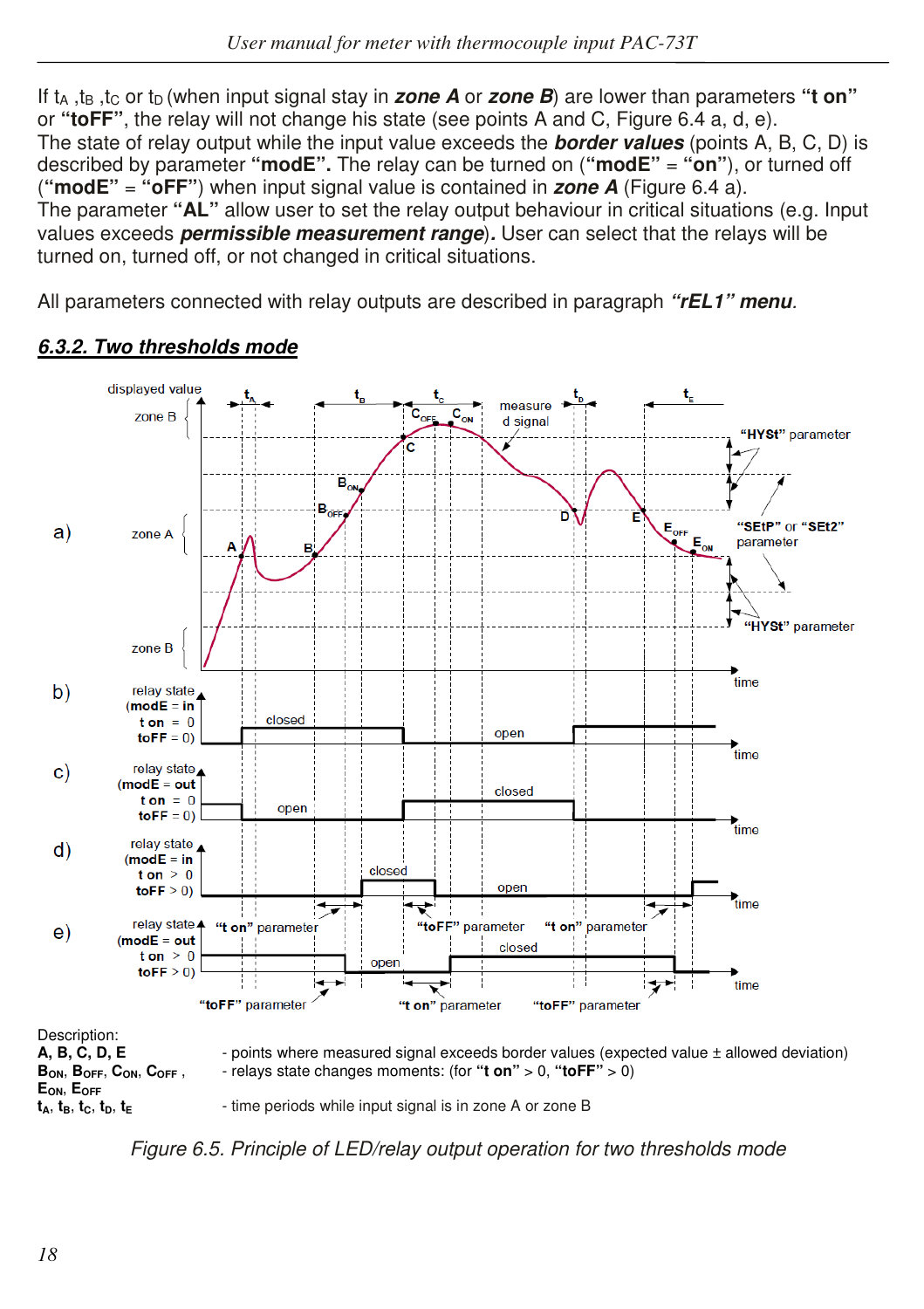If $t_A$, $t_B$, $t_C$ or $t_D$ (when input signal stay in ***zone A*** or ***zone B***) are lower than parameters **"t on"** or **"toFF"**, the relay will not change his state (see points A and C, Figure 6.4 a, d, e).
The state of relay output while the input value exceeds the ***border values*** (points A, B, C, D) is described by parameter **"modE". ** The relay can be turned on (**"modE" = "on"**), or turned off (**"modE" = "oFF"**) when input signal value is contained in ***zone A*** (Figure 6.4 a).
The parameter **"AL"** allow user to set the relay output behaviour in critical situations (e.g. Input values exceeds ***permissible measurement range***). User can select that the relays will be turned on, turned off, or not changed in critical situations.

All parameters connected with relay outputs are described in paragraph ***"rEL1" menu***.

## *6.3.2. Two thresholds mode*

Description:

**A, B, C, D, E** - points where measured signal exceeds border values (expected value ± allowed deviation)

**$B_{ON}$, $B_{OFF}$, $C_{ON}$, $C_{OFF}$, $E_{ON}$, $E_{OFF}$** - relays state changes moments: (for **"t on"** > 0, **"toFF"** > 0)

**$t_A$, $t_B$, $t_C$, $t_D$, $t_E$** - time periods while input signal is in zone A or zone B

*Figure 6.5. Principle of LED/relay output operation for two thresholds mode*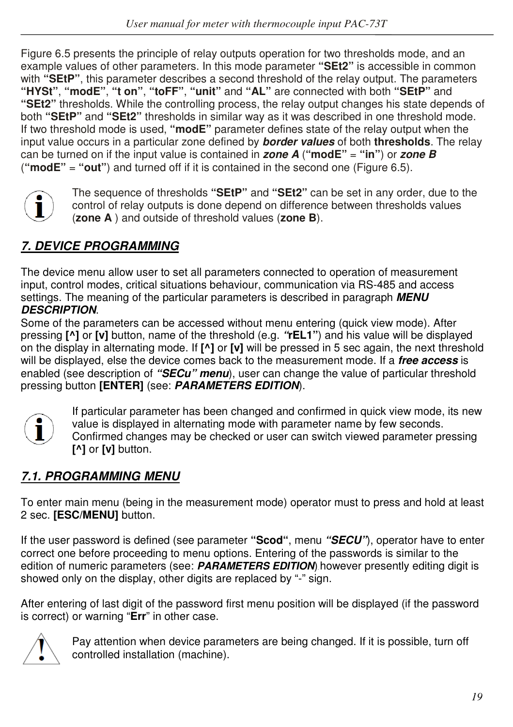Figure 6.5 presents the principle of relay outputs operation for two thresholds mode, and an example values of other parameters. In this mode parameter **"SEt2"** is accessible in common with **"SEtP"**, this parameter describes a second threshold of the relay output. The parameters **"HYSt"**, **"modE"**, **"t on"**, **"toFF"**, **"unit"** and **"AL"** are connected with both **"SEtP"** and **"SEt2"** thresholds. While the controlling process, the relay output changes his state depends of both **"SEtP"** and **"SEt2"** thresholds in similar way as it was described in one threshold mode. If two threshold mode is used, **"modE"** parameter defines state of the relay output when the input value occurs in a particular zone defined by ***border values*** of both **thresholds**. The relay can be turned on if the input value is contained in ***zone A*** (**"modE"** = **"in"**) or ***zone B*** (**"modE"** = **"out"**) and turned off if it is contained in the second one (Figure 6.5).

The sequence of thresholds **"SEtP"** and **"SEt2"** can be set in any order, due to the control of relay outputs is done depend on difference between thresholds values (**zone A** ) and outside of threshold values (**zone B**).

## *7. DEVICE PROGRAMMING*

The device menu allow user to set all parameters connected to operation of measurement input, control modes, critical situations behaviour, communication via RS-485 and access settings. The meaning of the particular parameters is described in paragraph ***MENU DESCRIPTION***.

Some of the parameters can be accessed without menu entering (quick view mode). After pressing **[^]** or **[v]** button, name of the threshold (e.g. ***"*rEL1"**) and his value will be displayed on the display in alternating mode. If **[^]** or **[v]** will be pressed in 5 sec again, the next threshold will be displayed, else the device comes back to the measurement mode. If a ***free access*** is enabled (see description of ***"SECu" menu***), user can change the value of particular threshold pressing button **[ENTER]** (see: ***PARAMETERS EDITION***).

If particular parameter has been changed and confirmed in quick view mode, its new value is displayed in alternating mode with parameter name by few seconds. Confirmed changes may be checked or user can switch viewed parameter pressing **[^]** or **[v]** button.

### *7.1. PROGRAMMING MENU*

To enter main menu (being in the measurement mode) operator must to press and hold at least 2 sec. **[ESC/MENU]** button.

If the user password is defined (see parameter **"Scod"**, menu ***"SECU"***), operator have to enter correct one before proceeding to menu options. Entering of the passwords is similar to the edition of numeric parameters (see: ***PARAMETERS EDITION***) however presently editing digit is showed only on the display, other digits are replaced by "-" sign.

After entering of last digit of the password first menu position will be displayed (if the password is correct) or warning "**Err**" in other case.

Pay attention when device parameters are being changed. If it is possible, turn off controlled installation (machine).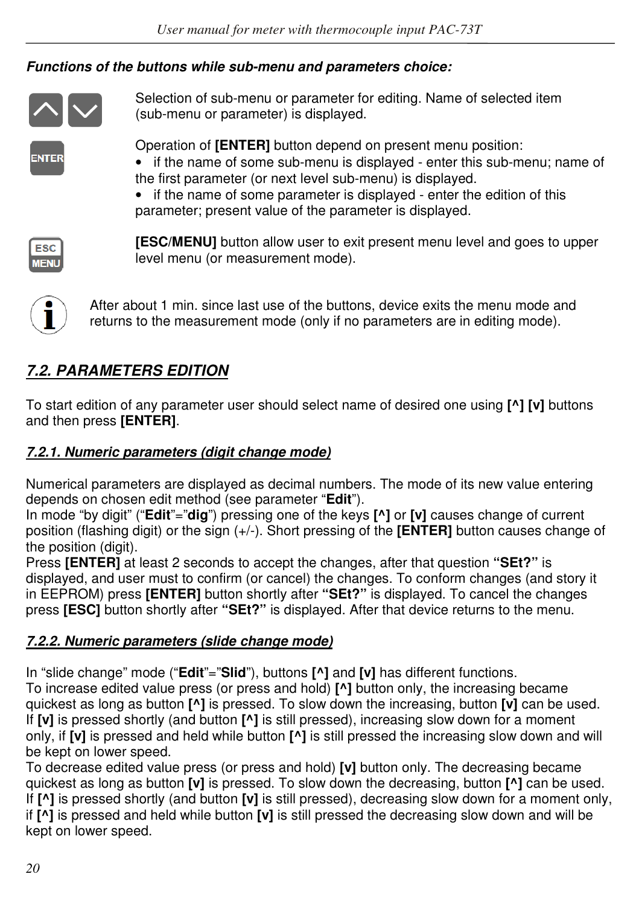***Functions of the buttons while sub-menu and parameters choice:***

Selection of sub-menu or parameter for editing. Name of selected item (sub-menu or parameter) is displayed.

Operation of **[ENTER]** button depend on present menu position:

- if the name of some sub-menu is displayed - enter this sub-menu; name of the first parameter (or next level sub-menu) is displayed.
- if the name of some parameter is displayed - enter the edition of this parameter; present value of the parameter is displayed.

**[ESC/MENU]** button allow user to exit present menu level and goes to upper level menu (or measurement mode).

After about 1 min. since last use of the buttons, device exits the menu mode and returns to the measurement mode (only if no parameters are in editing mode).

## *7.2. PARAMETERS EDITION*

To start edition of any parameter user should select name of desired one using **[^] [v]** buttons and then press **[ENTER]**.

### *7.2.1. Numeric parameters (digit change mode)*

Numerical parameters are displayed as decimal numbers. The mode of its new value entering depends on chosen edit method (see parameter "**Edit**").
In mode "by digit" ("**Edit**"="**dig**") pressing one of the keys **[^]** or **[v]** causes change of current position (flashing digit) or the sign (+/-). Short pressing of the **[ENTER]** button causes change of the position (digit).
Press **[ENTER]** at least 2 seconds to accept the changes, after that question **"SEt?"** is displayed, and user must to confirm (or cancel) the changes. To conform changes (and story it in EEPROM) press **[ENTER]** button shortly after **"SEt?"** is displayed. To cancel the changes press **[ESC]** button shortly after **"SEt?"** is displayed. After that device returns to the menu.

### *7.2.2. Numeric parameters (slide change mode)*

In "slide change" mode ("**Edit**"="**Slid**"), buttons **[^]** and **[v]** has different functions.
To increase edited value press (or press and hold) **[^]** button only, the increasing became quickest as long as button **[^]** is pressed. To slow down the increasing, button **[v]** can be used. If **[v]** is pressed shortly (and button **[^]** is still pressed), increasing slow down for a moment only, if **[v]** is pressed and held while button **[^]** is still pressed the increasing slow down and will be kept on lower speed.
To decrease edited value press (or press and hold) **[v]** button only. The decreasing became quickest as long as button **[v]** is pressed. To slow down the decreasing, button **[^]** can be used. If **[^]** is pressed shortly (and button **[v]** is still pressed), decreasing slow down for a moment only, if **[^]** is pressed and held while button **[v]** is still pressed the decreasing slow down and will be kept on lower speed.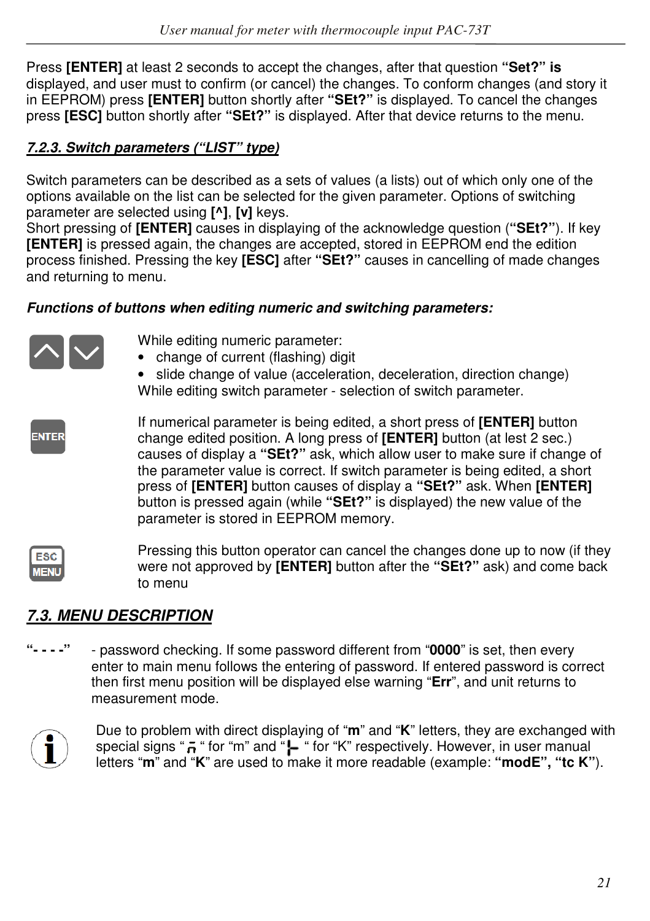Press **[ENTER]** at least 2 seconds to accept the changes, after that question **"Set?" is** displayed, and user must to confirm (or cancel) the changes. To conform changes (and story it in EEPROM) press **[ENTER]** button shortly after **"SEt?"** is displayed. To cancel the changes press **[ESC]** button shortly after **"SEt?"** is displayed. After that device returns to the menu.

#### ***7.2.3. Switch parameters ("LIST" type)***

Switch parameters can be described as a sets of values (a lists) out of which only one of the options available on the list can be selected for the given parameter. Options of switching parameter are selected using **[^]**, **[v]** keys.
Short pressing of **[ENTER]** causes in displaying of the acknowledge question (**"SEt?"**). If key **[ENTER]** is pressed again, the changes are accepted, stored in EEPROM end the edition process finished. Pressing the key **[ESC]** after **"SEt?"** causes in cancelling of made changes and returning to menu.

***Functions of buttons when editing numeric and switching parameters:***

**[^] [v]**
While editing numeric parameter:
- change of current (flashing) digit
- slide change of value (acceleration, deceleration, direction change)

While editing switch parameter - selection of switch parameter.

**[ENTER]**
If numerical parameter is being edited, a short press of **[ENTER]** button change edited position. A long press of **[ENTER]** button (at lest 2 sec.) causes of display a **"SEt?"** ask, which allow user to make sure if change of the parameter value is correct. If switch parameter is being edited, a short press of **[ENTER]** button causes of display a **"SEt?"** ask. When **[ENTER]** button is pressed again (while **"SEt?"** is displayed) the new value of the parameter is stored in EEPROM memory.

**[ESC/MENU]**
Pressing this button operator can cancel the changes done up to now (if they were not approved by **[ENTER]** button after the **"SEt?"** ask) and come back to menu

## ***7.3. MENU DESCRIPTION***

**"- - - -"** - password checking. If some password different from "**0000**" is set, then every enter to main menu follows the entering of password. If entered password is correct then first menu position will be displayed else warning "**Err**", and unit returns to measurement mode.

Due to problem with direct displaying of "**m**" and "**K**" letters, they are exchanged with special signs " ̄n " for "m" and "⊢ " for "K" respectively. However, in user manual letters "**m**" and "**K**" are used to make it more readable (example: **"modE", "tc K"**).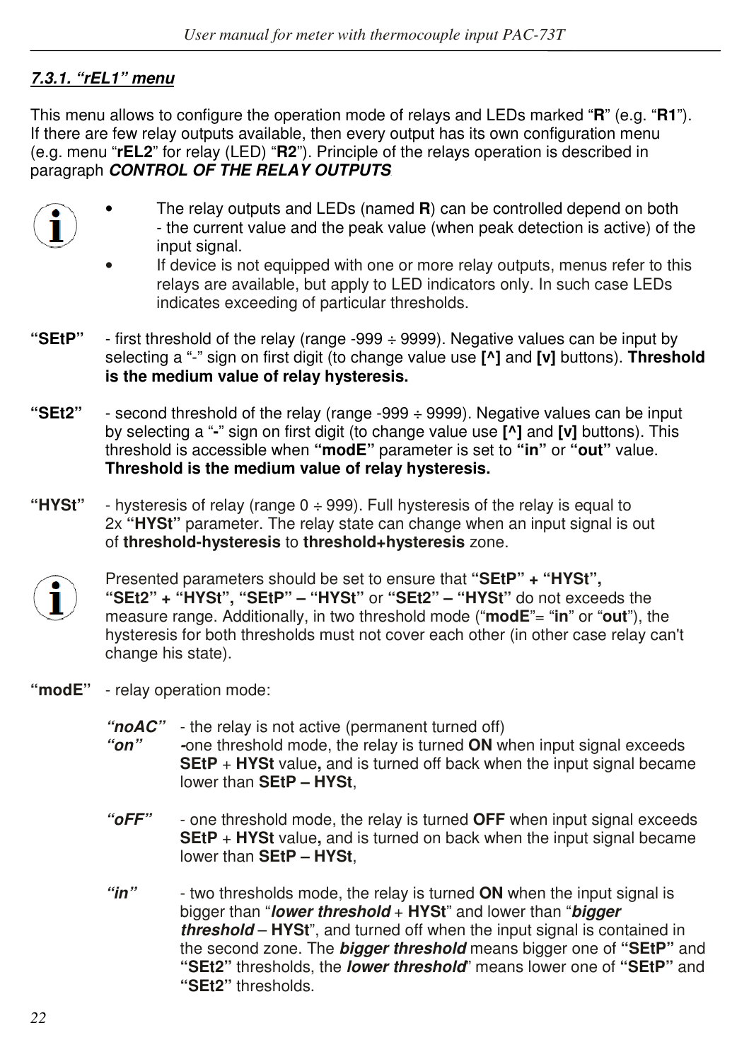#### *7.3.1. "rEL1" menu*

This menu allows to configure the operation mode of relays and LEDs marked "**R**" (e.g. "**R1**"). If there are few relay outputs available, then every output has its own configuration menu (e.g. menu "**rEL2**" for relay (LED) "**R2**"). Principle of the relays operation is described in paragraph ***CONTROL OF THE RELAY OUTPUTS***.

- The relay outputs and LEDs (named **R**) can be controlled depend on both - the current value and the peak value (when peak detection is active) of the input signal.
- If device is not equipped with one or more relay outputs, menus refer to this relays are available, but apply to LED indicators only. In such case LEDs indicates exceeding of particular thresholds.

**"SEtP"** - first threshold of the relay (range -999 ÷ 9999). Negative values can be input by selecting a "-" sign on first digit (to change value use **[^]** and **[v]** buttons). **Threshold is the medium value of relay hysteresis.**

**"SEt2"** - second threshold of the relay (range -999 ÷ 9999). Negative values can be input by selecting a "**-**" sign on first digit (to change value use **[^]** and **[v]** buttons). This threshold is accessible when **"modE"** parameter is set to **"in"** or **"out"** value. **Threshold is the medium value of relay hysteresis.**

**"HYSt"** - hysteresis of relay (range 0 ÷ 999). Full hysteresis of the relay is equal to 2x **"HYSt"** parameter. The relay state can change when an input signal is out of **threshold-hysteresis** to **threshold+hysteresis** zone.

Presented parameters should be set to ensure that **"SEtP" + "HYSt", "SEt2" + "HYSt", "SEtP" – "HYSt"** or **"SEt2" – "HYSt"** do not exceeds the measure range. Additionally, in two threshold mode ("**modE**"= "**in**" or "**out**"), the hysteresis for both thresholds must not cover each other (in other case relay can't change his state).

**"modE"** - relay operation mode:

***"noAC"*** - the relay is not active (permanent turned off)

***"on"*** **-**one threshold mode, the relay is turned **ON** when input signal exceeds **SEtP** + **HYSt** value**,** and is turned off back when the input signal became lower than **SEtP – HYSt**,

***"oFF"*** - one threshold mode, the relay is turned **OFF** when input signal exceeds **SEtP** + **HYSt** value**,** and is turned on back when the input signal became lower than **SEtP – HYSt**,

***"in"*** - two thresholds mode, the relay is turned **ON** when the input signal is bigger than "***lower threshold*** + **HYSt**" and lower than "***bigger threshold*** – **HYSt**", and turned off when the input signal is contained in the second zone. The ***bigger threshold*** means bigger one of **"SEtP"** and **"SEt2"** thresholds, the ***lower threshold***" means lower one of **"SEtP"** and **"SEt2"** thresholds.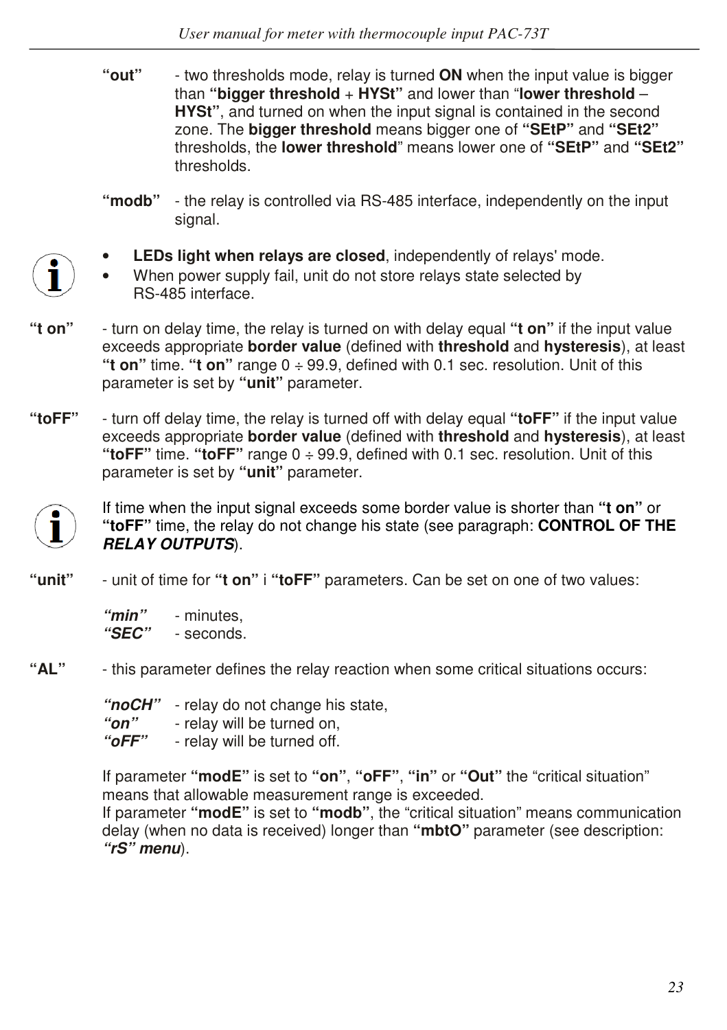**"out"** - two thresholds mode, relay is turned **ON** when the input value is bigger than **"bigger threshold** + **HYSt"** and lower than "**lower threshold** – **HYSt"**, and turned on when the input signal is contained in the second zone. The **bigger threshold** means bigger one of **"SEtP"** and **"SEt2"** thresholds, the **lower threshold**" means lower one of **"SEtP"** and **"SEt2"** thresholds.

**"modb"** - the relay is controlled via RS-485 interface, independently on the input signal.

- **LEDs light when relays are closed**, independently of relays' mode.
- When power supply fail, unit do not store relays state selected by RS-485 interface.

**"t on"** - turn on delay time, the relay is turned on with delay equal **"t on"** if the input value exceeds appropriate **border value** (defined with **threshold** and **hysteresis**), at least **"t on"** time. **"t on"** range 0 ÷ 99.9, defined with 0.1 sec. resolution. Unit of this parameter is set by **"unit"** parameter.

**"toFF"** - turn off delay time, the relay is turned off with delay equal **"toFF"** if the input value exceeds appropriate **border value** (defined with **threshold** and **hysteresis**), at least **"toFF"** time. **"toFF"** range 0 ÷ 99.9, defined with 0.1 sec. resolution. Unit of this parameter is set by **"unit"** parameter.

If time when the input signal exceeds some border value is shorter than **"t on"** or **"toFF"** time, the relay do not change his state (see paragraph: **CONTROL OF THE *RELAY OUTPUTS***).

**"unit"** - unit of time for **"t on"** i **"toFF"** parameters. Can be set on one of two values:

***"min"*** - minutes,
***"SEC"*** - seconds.

**"AL"** - this parameter defines the relay reaction when some critical situations occurs:

***"noCH"*** - relay do not change his state,
***"on"*** - relay will be turned on,
***"oFF"*** - relay will be turned off.

If parameter **"modE"** is set to **"on"**, **"oFF"**, **"in"** or **"Out"** the "critical situation" means that allowable measurement range is exceeded.
If parameter **"modE"** is set to **"modb"**, the "critical situation" means communication delay (when no data is received) longer than **"mbtO"** parameter (see description: ***"rS" menu***).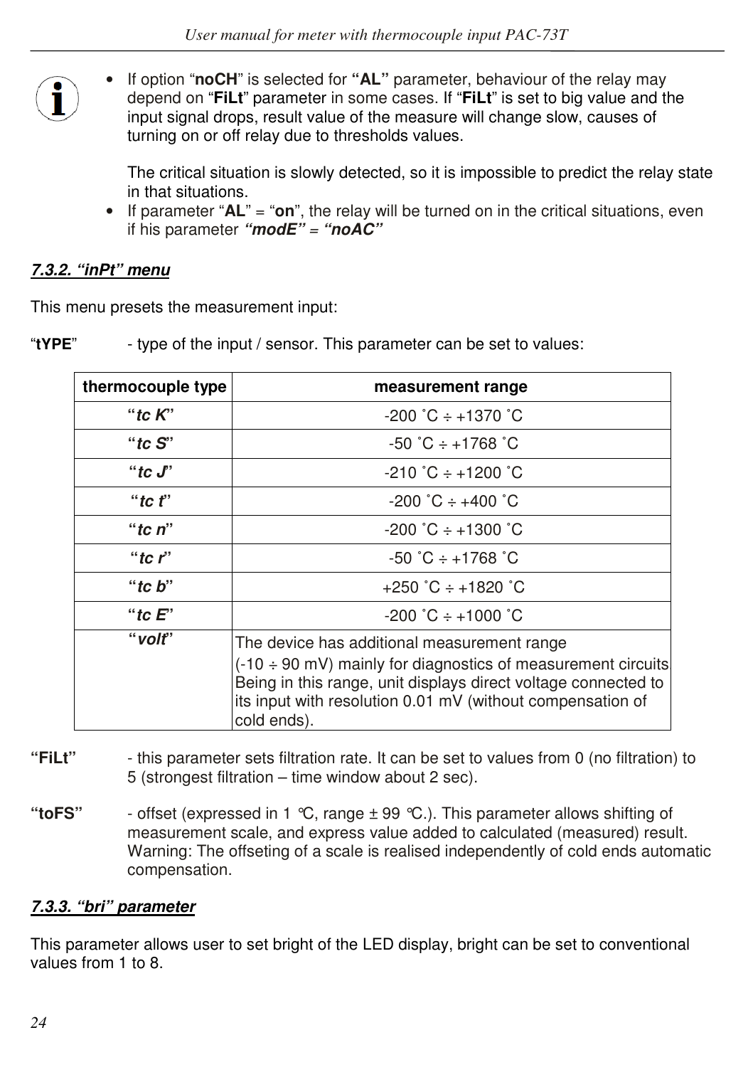- If option "**noCH**" is selected for **"AL"** parameter, behaviour of the relay may depend on "**FiLt**" parameter in some cases. If "**FiLt**" is set to big value and the input signal drops, result value of the measure will change slow, causes of turning on or off relay due to thresholds values.

  The critical situation is slowly detected, so it is impossible to predict the relay state in that situations.
- If parameter "**AL**" = "**on**", the relay will be turned on in the critical situations, even if his parameter ***"modE" = "noAC"***

### *7.3.2. "inPt" menu*

This menu presets the measurement input:

"**tYPE**" - type of the input / sensor. This parameter can be set to values:

| thermocouple type | measurement range |
|---|---|
| ***"tc K"*** | -200 ˚C ÷ +1370 ˚C |
| ***"tc S"*** | -50 ˚C ÷ +1768 ˚C |
| ***"tc J"*** | -210 ˚C ÷ +1200 ˚C |
| ***"tc t"*** | -200 ˚C ÷ +400 ˚C |
| ***"tc n"*** | -200 ˚C ÷ +1300 ˚C |
| ***"tc r"*** | -50 ˚C ÷ +1768 ˚C |
| ***"tc b"*** | +250 ˚C ÷ +1820 ˚C |
| ***"tc E"*** | -200 ˚C ÷ +1000 ˚C |
| ***"volt"*** | The device has additional measurement range (-10 ÷ 90 mV) mainly for diagnostics of measurement circuits Being in this range, unit displays direct voltage connected to its input with resolution 0.01 mV (without compensation of cold ends). |

**"FiLt"** - this parameter sets filtration rate. It can be set to values from 0 (no filtration) to 5 (strongest filtration – time window about 2 sec).

**"toFS"** - offset (expressed in 1 °C, range ± 99 °C.). This parameter allows shifting of measurement scale, and express value added to calculated (measured) result. Warning: The offseting of a scale is realised independently of cold ends automatic compensation.

### *7.3.3. "bri" parameter*

This parameter allows user to set bright of the LED display, bright can be set to conventional values from 1 to 8.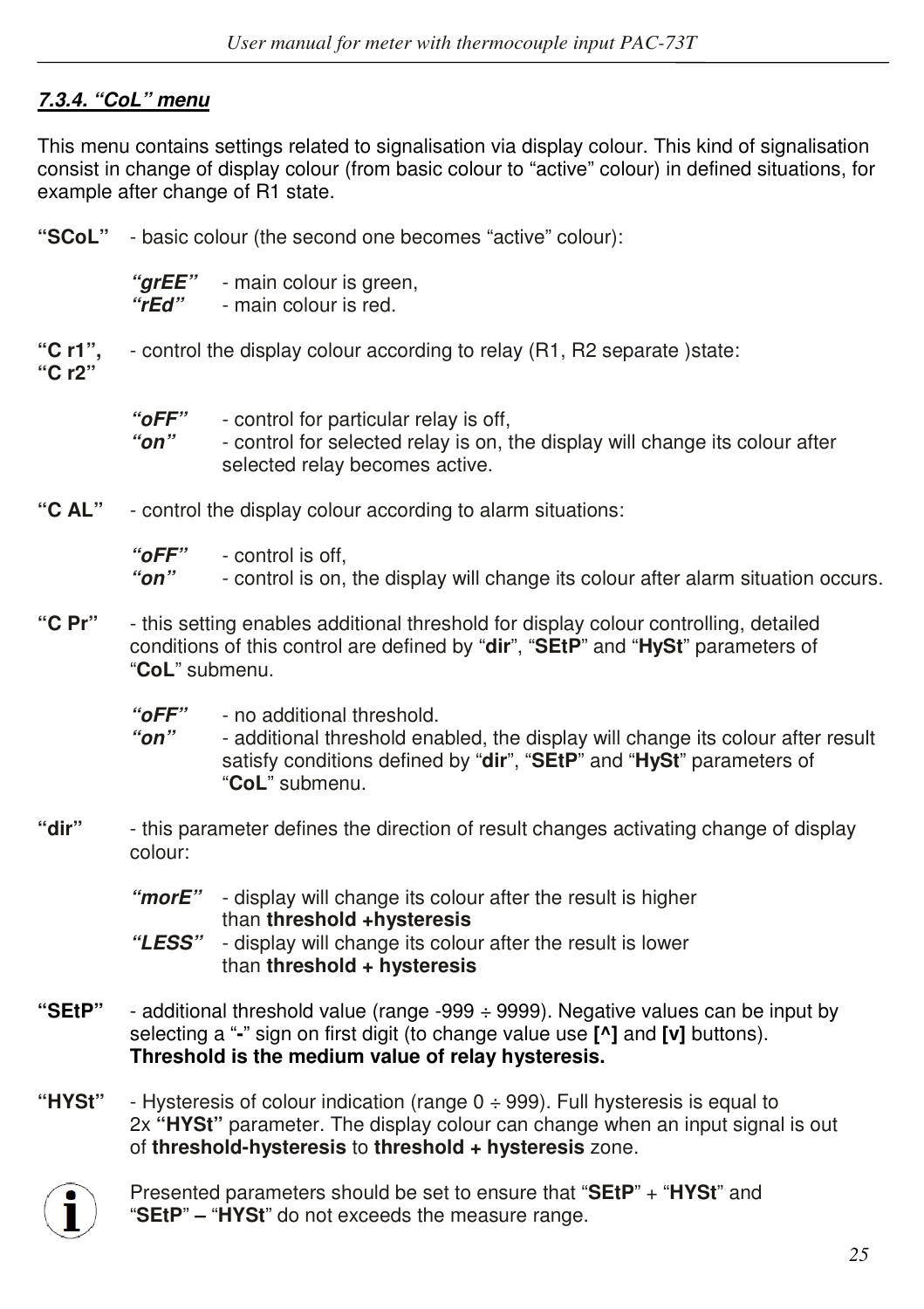### *7.3.4. "CoL" menu*

This menu contains settings related to signalisation via display colour. This kind of signalisation consist in change of display colour (from basic colour to "active" colour) in defined situations, for example after change of R1 state.

**"SCoL"** - basic colour (the second one becomes "active" colour):

- ***"grEE"*** - main colour is green,
- ***"rEd"*** - main colour is red.

**"C r1", "C r2"** - control the display colour according to relay (R1, R2 separate )state:

- ***"oFF"*** - control for particular relay is off,
- ***"on"*** - control for selected relay is on, the display will change its colour after selected relay becomes active.

**"C AL"** - control the display colour according to alarm situations:

- ***"oFF"*** - control is off,
- ***"on"*** - control is on, the display will change its colour after alarm situation occurs.

**"C Pr"** - this setting enables additional threshold for display colour controlling, detailed conditions of this control are defined by "**dir**", "**SEtP**" and "**HySt**" parameters of "**CoL**" submenu.

- ***"oFF"*** - no additional threshold.
- ***"on"*** - additional threshold enabled, the display will change its colour after result satisfy conditions defined by "**dir**", "**SEtP**" and "**HySt**" parameters of "**CoL**" submenu.

**"dir"** - this parameter defines the direction of result changes activating change of display colour:

- ***"morE"*** - display will change its colour after the result is higher than **threshold +hysteresis**
- ***"LESS"*** - display will change its colour after the result is lower than **threshold + hysteresis**

**"SEtP"** - additional threshold value (range -999 ÷ 9999). Negative values can be input by selecting a "**-**" sign on first digit (to change value use **[^]** and **[v]** buttons). **Threshold is the medium value of relay hysteresis.**

**"HYSt"** - Hysteresis of colour indication (range 0 ÷ 999). Full hysteresis is equal to 2x **"HYSt"** parameter. The display colour can change when an input signal is out of **threshold-hysteresis** to **threshold + hysteresis** zone.

Presented parameters should be set to ensure that "**SEtP**" + "**HYSt**" and "**SEtP**" **–** "**HYSt**" do not exceeds the measure range.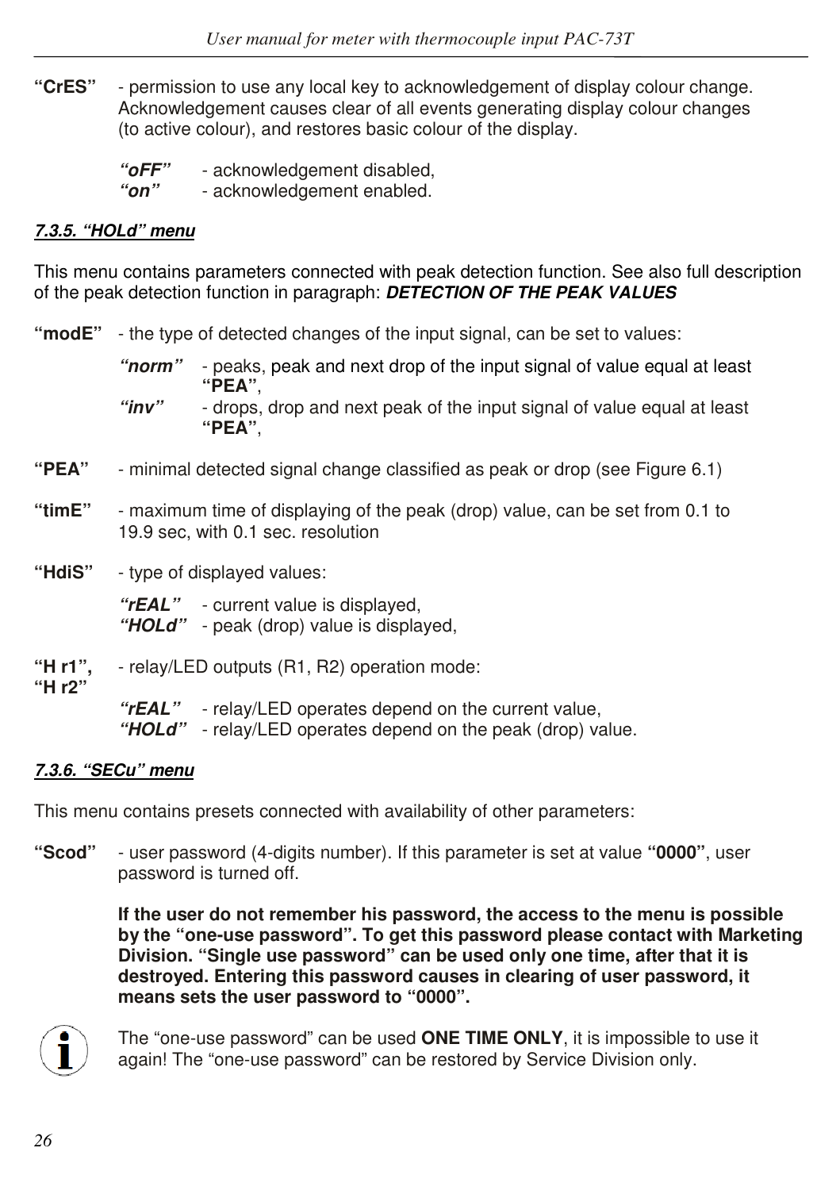**"CrES"** - permission to use any local key to acknowledgement of display colour change. Acknowledgement causes clear of all events generating display colour changes (to active colour), and restores basic colour of the display.

- ***"oFF"*** - acknowledgement disabled,
- ***"on"*** - acknowledgement enabled.

#### *7.3.5. "HOLd" menu*

This menu contains parameters connected with peak detection function. See also full description of the peak detection function in paragraph: ***DETECTION OF THE PEAK VALUES***

**"modE"** - the type of detected changes of the input signal, can be set to values:

- ***"norm"*** - peaks, peak and next drop of the input signal of value equal at least **"PEA"**,
- ***"inv"*** - drops, drop and next peak of the input signal of value equal at least **"PEA"**,

**"PEA"** - minimal detected signal change classified as peak or drop (see Figure 6.1)

**"timE"** - maximum time of displaying of the peak (drop) value, can be set from 0.1 to 19.9 sec, with 0.1 sec. resolution

**"HdiS"** - type of displayed values:

- ***"rEAL"*** - current value is displayed,
- ***"HOLd"*** - peak (drop) value is displayed,

**"H r1", "H r2"** - relay/LED outputs (R1, R2) operation mode:

- ***"rEAL"*** - relay/LED operates depend on the current value,
- ***"HOLd"*** - relay/LED operates depend on the peak (drop) value.

#### *7.3.6. "SECu" menu*

This menu contains presets connected with availability of other parameters:

**"Scod"** - user password (4-digits number). If this parameter is set at value **"0000"**, user password is turned off.

**If the user do not remember his password, the access to the menu is possible by the "one-use password". To get this password please contact with Marketing Division. "Single use password" can be used only one time, after that it is destroyed. Entering this password causes in clearing of user password, it means sets the user password to "0000".**

The "one-use password" can be used **ONE TIME ONLY**, it is impossible to use it again! The "one-use password" can be restored by Service Division only.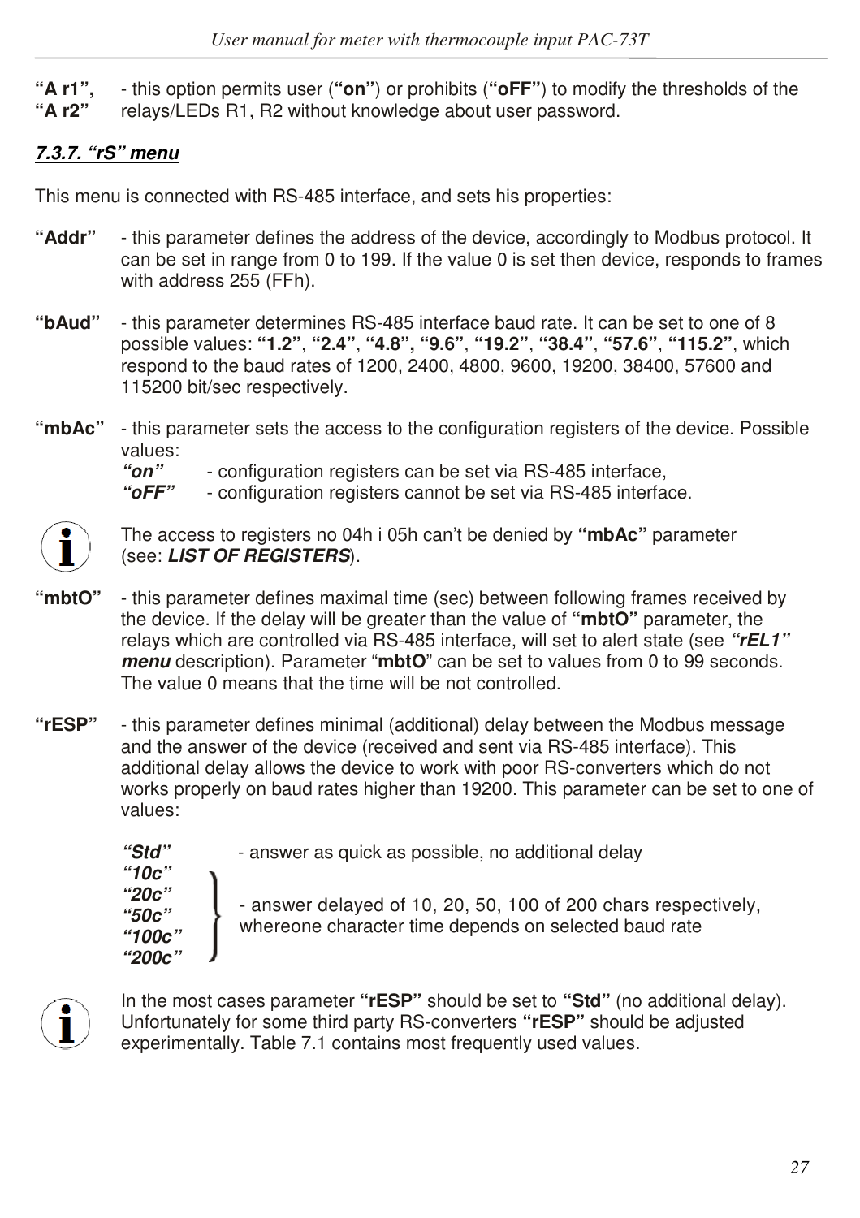**"A r1", "A r2"** - this option permits user (**"on"**) or prohibits (**"oFF"**) to modify the thresholds of the relays/LEDs R1, R2 without knowledge about user password.

### *7.3.7. "rS" menu*

This menu is connected with RS-485 interface, and sets his properties:

**"Addr"** - this parameter defines the address of the device, accordingly to Modbus protocol. It can be set in range from 0 to 199. If the value 0 is set then device, responds to frames with address 255 (FFh).

**"bAud"** - this parameter determines RS-485 interface baud rate. It can be set to one of 8 possible values: **"1.2"**, **"2.4"**, **"4.8", "9.6"**, **"19.2"**, **"38.4"**, **"57.6"**, **"115.2"**, which respond to the baud rates of 1200, 2400, 4800, 9600, 19200, 38400, 57600 and 115200 bit/sec respectively.

**"mbAc"** - this parameter sets the access to the configuration registers of the device. Possible values:

- ***"on"*** - configuration registers can be set via RS-485 interface,
- ***"oFF"*** - configuration registers cannot be set via RS-485 interface.

The access to registers no 04h i 05h can't be denied by **"mbAc"** parameter (see: ***LIST OF REGISTERS***).

**"mbtO"** - this parameter defines maximal time (sec) between following frames received by the device. If the delay will be greater than the value of **"mbtO"** parameter, the relays which are controlled via RS-485 interface, will set to alert state (see ***"rEL1" menu*** description). Parameter "**mbtO**" can be set to values from 0 to 99 seconds. The value 0 means that the time will be not controlled.

**"rESP"** - this parameter defines minimal (additional) delay between the Modbus message and the answer of the device (received and sent via RS-485 interface). This additional delay allows the device to work with poor RS-converters which do not works properly on baud rates higher than 19200. This parameter can be set to one of values:

- ***"Std"*** - answer as quick as possible, no additional delay
- ***"10c"***, ***"20c"***, ***"50c"***, ***"100c"***, ***"200c"*** - answer delayed of 10, 20, 50, 100 of 200 chars respectively, whereone character time depends on selected baud rate

In the most cases parameter **"rESP"** should be set to **"Std"** (no additional delay). Unfortunately for some third party RS-converters **"rESP"** should be adjusted experimentally. Table 7.1 contains most frequently used values.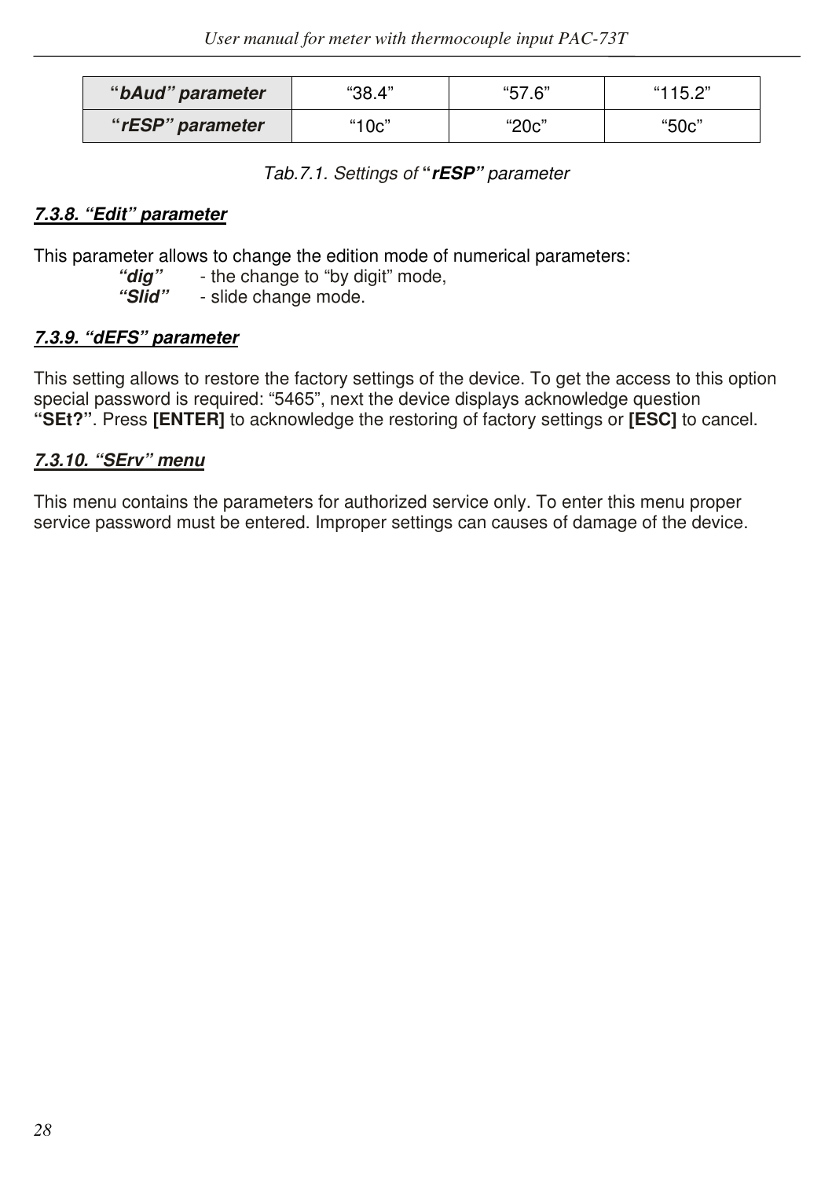| **“*bAud*” *parameter*** | “38.4” | “57.6” | “115.2” |
|---|---|---|---|
| **“*rESP*” *parameter*** | “10c” | “20c” | “50c” |

*Tab.7.1. Settings of* ***“rESP”*** *parameter*

#### ***7.3.8. “Edit” parameter***

This parameter allows to change the edition mode of numerical parameters:

- ***“dig”*** - the change to “by digit” mode,
- ***“Slid”*** - slide change mode.

#### ***7.3.9. “dEFS” parameter***

This setting allows to restore the factory settings of the device. To get the access to this option special password is required: “5465”, next the device displays acknowledge question **“SEt?”**. Press **[ENTER]** to acknowledge the restoring of factory settings or **[ESC]** to cancel.

#### ***7.3.10. “SErv” menu***

This menu contains the parameters for authorized service only. To enter this menu proper service password must be entered. Improper settings can causes of damage of the device.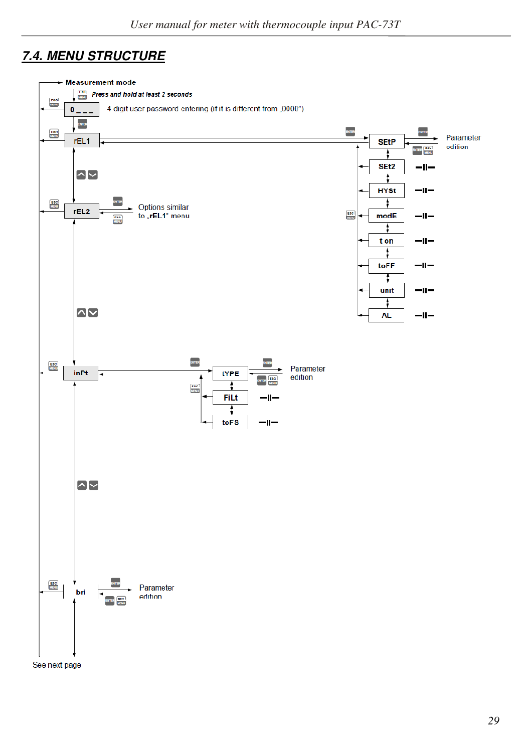## 7.4. MENU STRUCTURE

Measurement mode

Press and hold at least 2 seconds

0 _ _ _ 4 digit user password entering (if it is different from „0000")

rEL1

SEtP — Parameter edition

SEt2

HYSt

modE

t on

toFF

unit

AL

rEL2 — Options similar to „rEL1" menu

inPt

tYPE — Parameter edition

FiLt

toFS

bri — Parameter edition

See next page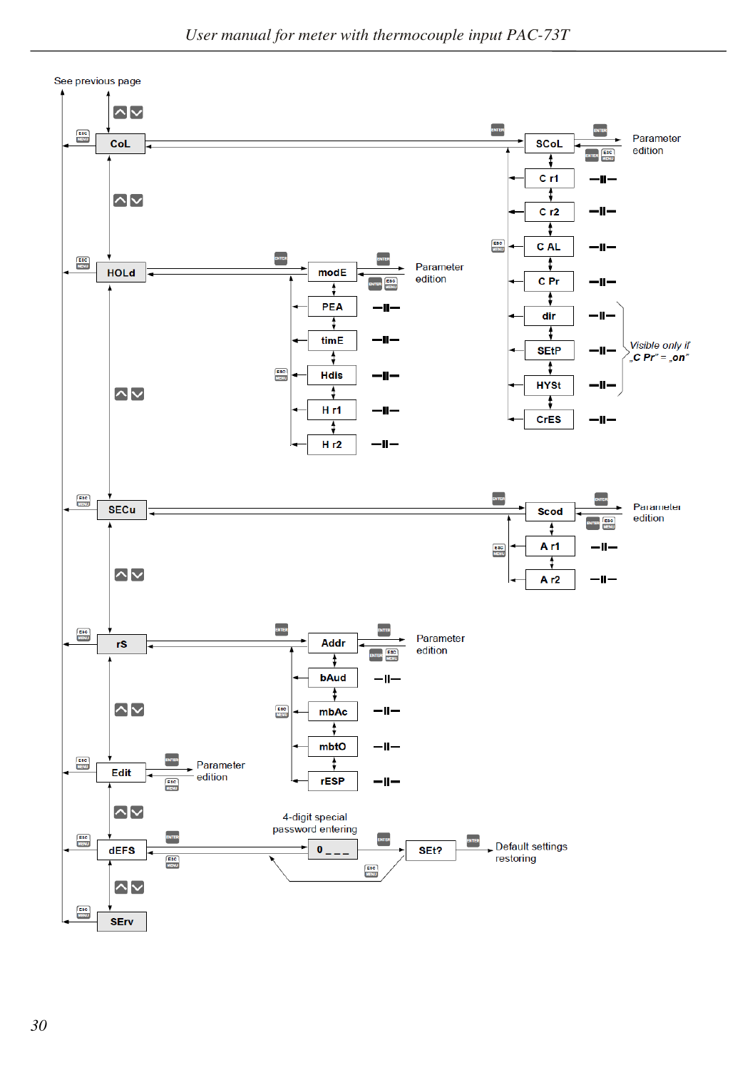See previous page

CoL → SCoL → Parameter edition

- C r1
- C r2
- C AL
- C Pr
- dir
- SEtP
- HYSt
- CrES

Visible only if „C Pr" = „on"

HOLd → modE → Parameter edition

- PEA
- timE
- Hdis
- H r1
- H r2

SECu → Scod → Parameter edition

- A r1
- A r2

rS → Addr → Parameter edition

- bAud
- mbAc
- mbtO
- rESP

Edit → Parameter edition

dEFS → 0 _ _ _ (4-digit special password entering) → SEt? → Default settings restoring

SErv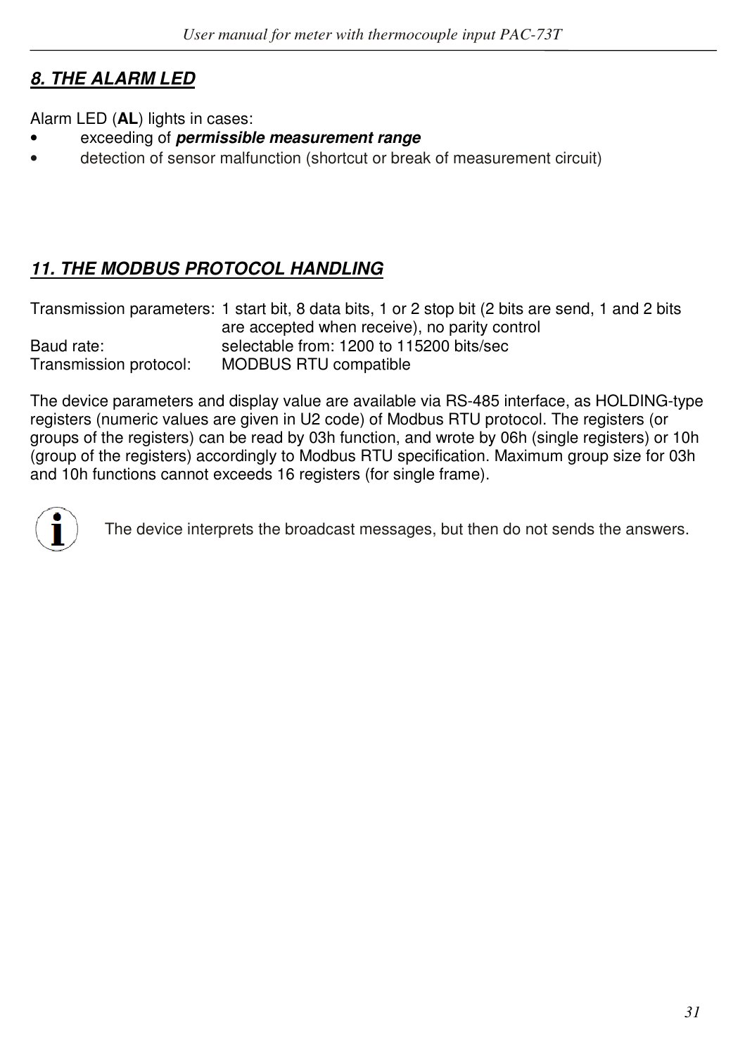## *8. THE ALARM LED*

Alarm LED (**AL**) lights in cases:

- exceeding of ***permissible measurement range***
- detection of sensor malfunction (shortcut or break of measurement circuit)

## *11. THE MODBUS PROTOCOL HANDLING*

| | |
|---|---|
| Transmission parameters: | 1 start bit, 8 data bits, 1 or 2 stop bit (2 bits are send, 1 and 2 bits are accepted when receive), no parity control |
| Baud rate: | selectable from: 1200 to 115200 bits/sec |
| Transmission protocol: | MODBUS RTU compatible |

The device parameters and display value are available via RS-485 interface, as HOLDING-type registers (numeric values are given in U2 code) of Modbus RTU protocol. The registers (or groups of the registers) can be read by 03h function, and wrote by 06h (single registers) or 10h (group of the registers) accordingly to Modbus RTU specification. Maximum group size for 03h and 10h functions cannot exceeds 16 registers (for single frame).

The device interprets the broadcast messages, but then do not sends the answers.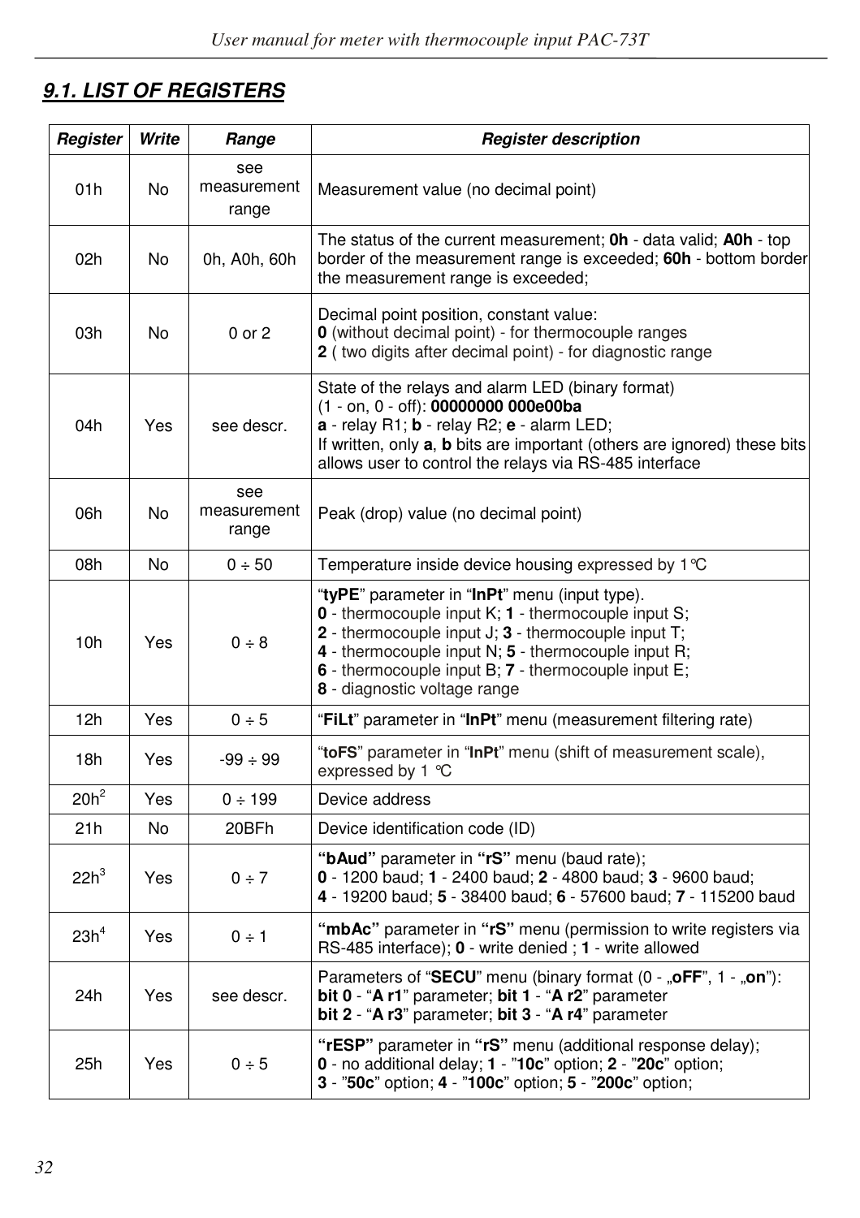## *9.1. LIST OF REGISTERS*

| *Register* | *Write* | *Range* | *Register description* |
|---|---|---|---|
| 01h | No | see measurement range | Measurement value (no decimal point) |
| 02h | No | 0h, A0h, 60h | The status of the current measurement; **0h** - data valid; **A0h** - top border of the measurement range is exceeded; **60h** - bottom border the measurement range is exceeded; |
| 03h | No | 0 or 2 | Decimal point position, constant value:<br>**0** (without decimal point) - for thermocouple ranges<br>**2** ( two digits after decimal point) - for diagnostic range |
| 04h | Yes | see descr. | State of the relays and alarm LED (binary format)<br>(1 - on, 0 - off): **00000000 000e00ba**<br>**a** - relay R1; **b** - relay R2; **e** - alarm LED;<br>If written, only **a**, **b** bits are important (others are ignored) these bits allows user to control the relays via RS-485 interface |
| 06h | No | see measurement range | Peak (drop) value (no decimal point) |
| 08h | No | 0 ÷ 50 | Temperature inside device housing expressed by 1°C |
| 10h | Yes | 0 ÷ 8 | "**tyPE**" parameter in "**InPt**" menu (input type).<br>**0** - thermocouple input K; **1** - thermocouple input S;<br>**2** - thermocouple input J; **3** - thermocouple input T;<br>**4** - thermocouple input N; **5** - thermocouple input R;<br>**6** - thermocouple input B; **7** - thermocouple input E;<br>**8** - diagnostic voltage range |
| 12h | Yes | 0 ÷ 5 | "**FiLt**" parameter in "**InPt**" menu (measurement filtering rate) |
| 18h | Yes | -99 ÷ 99 | "**toFS**" parameter in "**InPt**" menu (shift of measurement scale), expressed by 1 °C |
| 20h[2] | Yes | 0 ÷ 199 | Device address |
| 21h | No | 20BFh | Device identification code (ID) |
| 22h[3] | Yes | 0 ÷ 7 | **"bAud"** parameter in **"rS"** menu (baud rate);<br>**0** - 1200 baud; **1** - 2400 baud; **2** - 4800 baud; **3** - 9600 baud;<br>**4** - 19200 baud; **5** - 38400 baud; **6** - 57600 baud; **7** - 115200 baud |
| 23h[4] | Yes | 0 ÷ 1 | **"mbAc"** parameter in **"rS"** menu (permission to write registers via RS-485 interface); **0** - write denied ; **1** - write allowed |
| 24h | Yes | see descr. | Parameters of "**SECU**" menu (binary format (0 - „**oFF**", 1 - „**on**"):<br>**bit 0** - "**A r1**" parameter; **bit 1** - "**A r2**" parameter<br>**bit 2** - "**A r3**" parameter; **bit 3** - "**A r4**" parameter |
| 25h | Yes | 0 ÷ 5 | **"rESP"** parameter in **"rS"** menu (additional response delay);<br>**0** - no additional delay; **1** - "**10c**" option; **2** - "**20c**" option;<br>**3** - "**50c**" option; **4** - "**100c**" option; **5** - "**200c**" option; |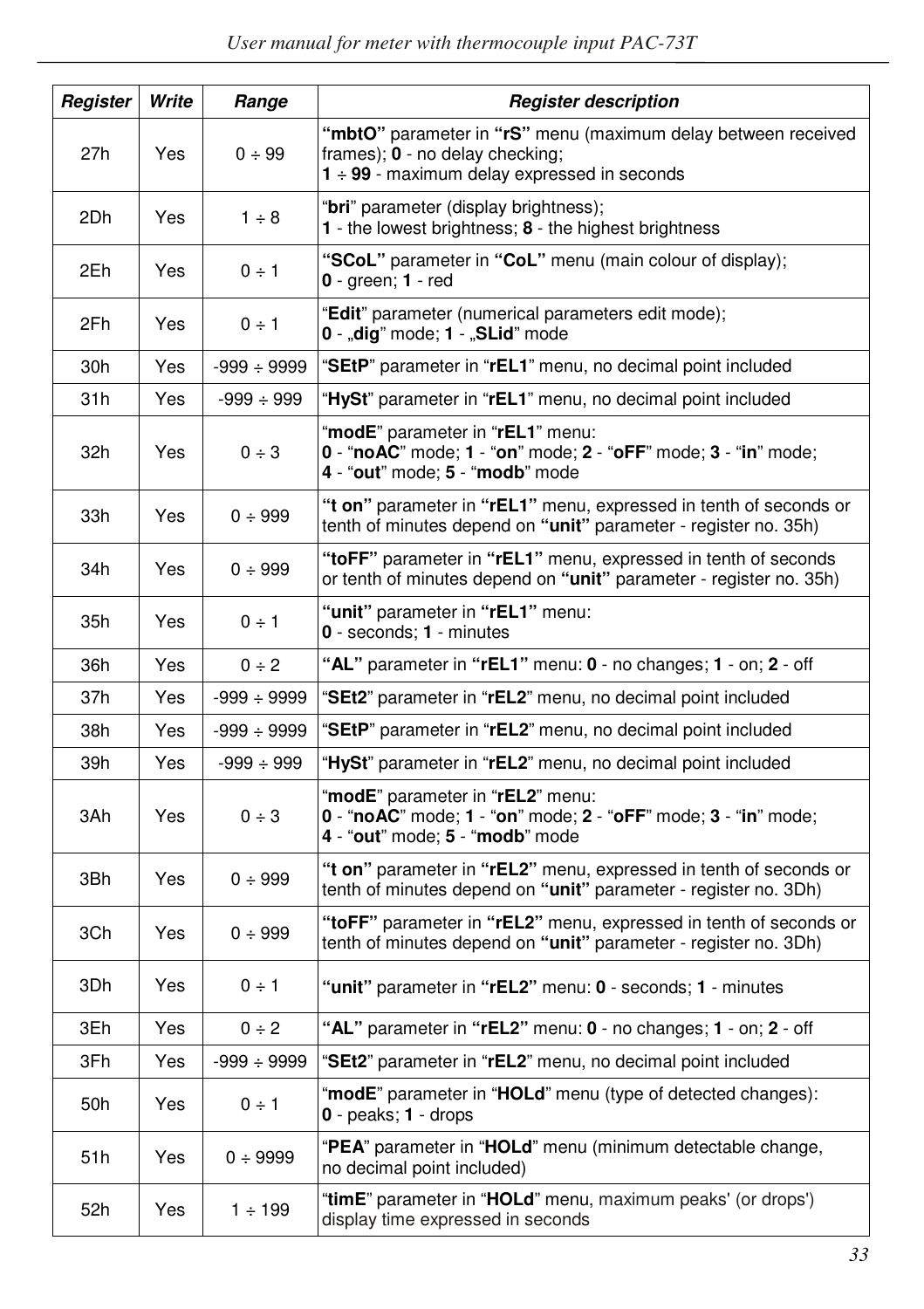| **Register** | **Write** | **Range** | **Register description** |
|---|---|---|---|
| 27h | Yes | 0 ÷ 99 | **“mbtO”** parameter in **“rS”** menu (maximum delay between received frames); **0** - no delay checking;<br>**1** ÷ **99** - maximum delay expressed in seconds |
| 2Dh | Yes | 1 ÷ 8 | “**bri**” parameter (display brightness);<br>**1** - the lowest brightness; **8** - the highest brightness |
| 2Eh | Yes | 0 ÷ 1 | **“SCoL”** parameter in **“CoL”** menu (main colour of display);<br>**0** - green; **1** - red |
| 2Fh | Yes | 0 ÷ 1 | “**Edit**” parameter (numerical parameters edit mode);<br>**0** - „**dig**” mode; **1** - „**SLid**” mode |
| 30h | Yes | -999 ÷ 9999 | “**SEtP**” parameter in “**rEL1**” menu, no decimal point included |
| 31h | Yes | -999 ÷ 999 | “**HySt**” parameter in “**rEL1**” menu, no decimal point included |
| 32h | Yes | 0 ÷ 3 | “**modE**” parameter in “**rEL1**” menu:<br>**0** - “**noAC**” mode; **1** - “**on**” mode; **2** - “**oFF**” mode; **3** - “**in**” mode;<br>**4** - “**out**” mode; **5** - “**modb**” mode |
| 33h | Yes | 0 ÷ 999 | **“t on”** parameter in **“rEL1”** menu, expressed in tenth of seconds or tenth of minutes depend on **“unit”** parameter - register no. 35h) |
| 34h | Yes | 0 ÷ 999 | **“toFF”** parameter in **“rEL1”** menu, expressed in tenth of seconds or tenth of minutes depend on **“unit”** parameter - register no. 35h) |
| 35h | Yes | 0 ÷ 1 | **“unit”** parameter in **“rEL1”** menu:<br>**0** - seconds; **1** - minutes |
| 36h | Yes | 0 ÷ 2 | **“AL”** parameter in **“rEL1”** menu: **0** - no changes; **1** - on; **2** - off |
| 37h | Yes | -999 ÷ 9999 | “**SEt2**” parameter in “**rEL2**” menu, no decimal point included |
| 38h | Yes | -999 ÷ 9999 | “**SEtP**” parameter in “**rEL2**” menu, no decimal point included |
| 39h | Yes | -999 ÷ 999 | “**HySt**” parameter in “**rEL2**” menu, no decimal point included |
| 3Ah | Yes | 0 ÷ 3 | “**modE**” parameter in “**rEL2**” menu:<br>**0** - “**noAC**” mode; **1** - “**on**” mode; **2** - “**oFF**” mode; **3** - “**in**” mode;<br>**4** - “**out**” mode; **5** - “**modb**” mode |
| 3Bh | Yes | 0 ÷ 999 | **“t on”** parameter in **“rEL2”** menu, expressed in tenth of seconds or tenth of minutes depend on **“unit”** parameter - register no. 3Dh) |
| 3Ch | Yes | 0 ÷ 999 | **“toFF”** parameter in **“rEL2”** menu, expressed in tenth of seconds or tenth of minutes depend on **“unit”** parameter - register no. 3Dh) |
| 3Dh | Yes | 0 ÷ 1 | **“unit”** parameter in **“rEL2”** menu: **0** - seconds; **1** - minutes |
| 3Eh | Yes | 0 ÷ 2 | **“AL”** parameter in **“rEL2”** menu: **0** - no changes; **1** - on; **2** - off |
| 3Fh | Yes | -999 ÷ 9999 | “**SEt2**” parameter in “**rEL2**” menu, no decimal point included |
| 50h | Yes | 0 ÷ 1 | “**modE**” parameter in “**HOLd**” menu (type of detected changes):<br>**0** - peaks; **1** - drops |
| 51h | Yes | 0 ÷ 9999 | “**PEA**” parameter in “**HOLd**” menu (minimum detectable change, no decimal point included) |
| 52h | Yes | 1 ÷ 199 | “**timE**” parameter in “**HOLd**” menu, maximum peaks' (or drops') display time expressed in seconds |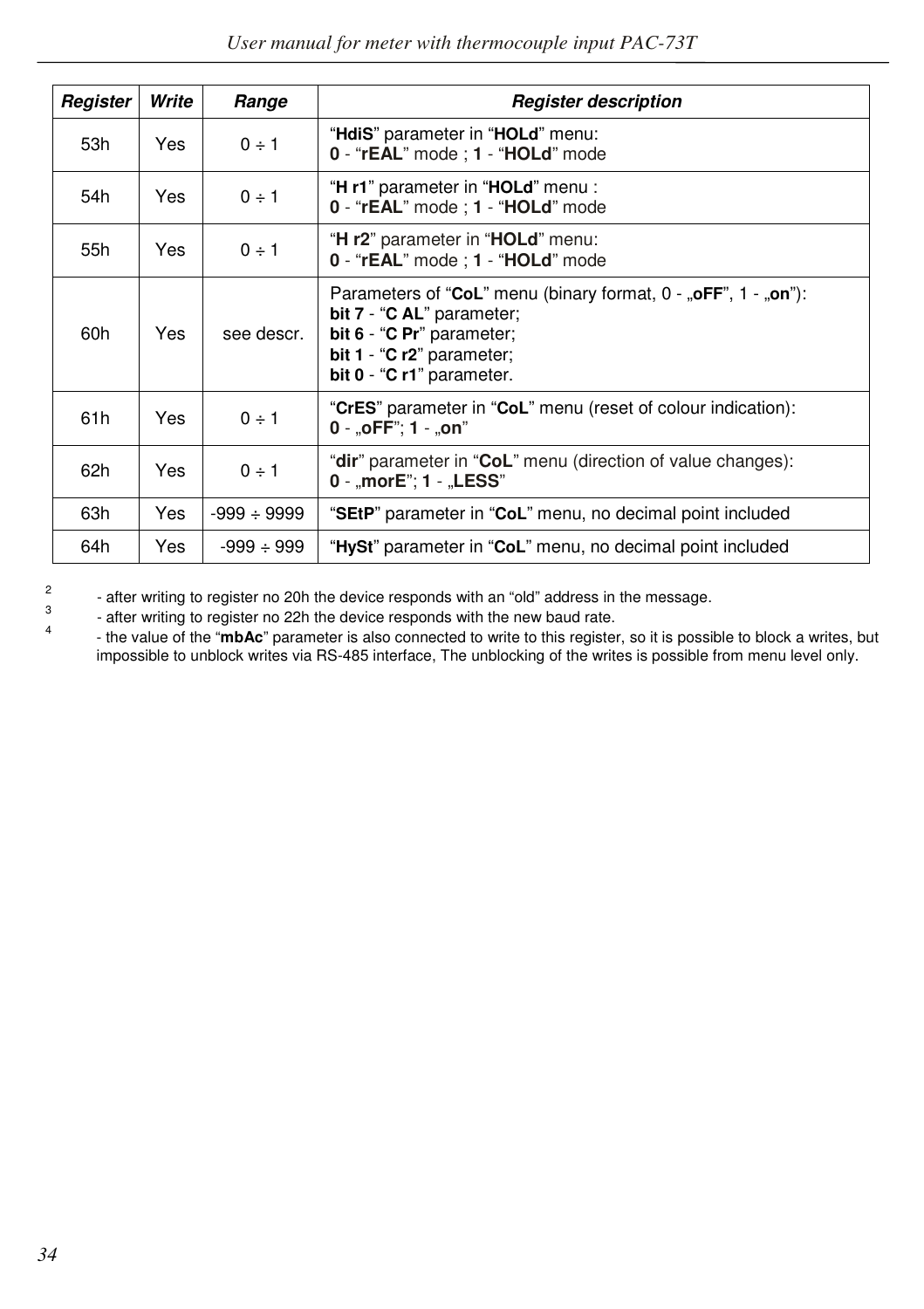| *Register* | *Write* | *Range* | *Register description* |
|---|---|---|---|
| 53h | Yes | 0 ÷ 1 | “**HdiS**” parameter in “**HOLd**” menu: **0** - “**rEAL**” mode ; **1** - “**HOLd**” mode |
| 54h | Yes | 0 ÷ 1 | “**H r1**” parameter in “**HOLd**” menu : **0** - “**rEAL**” mode ; **1** - “**HOLd**” mode |
| 55h | Yes | 0 ÷ 1 | “**H r2**” parameter in “**HOLd**” menu: **0** - “**rEAL**” mode ; **1** - “**HOLd**” mode |
| 60h | Yes | see descr. | Parameters of “**CoL**” menu (binary format, 0 - „**oFF**”, 1 - „**on**”): **bit 7** - “**C AL**” parameter; **bit 6** - “**C Pr**” parameter; **bit 1** - “**C r2**” parameter; **bit 0** - “**C r1**” parameter. |
| 61h | Yes | 0 ÷ 1 | “**CrES**” parameter in “**CoL**” menu (reset of colour indication): **0** - „**oFF**”; **1** - „**on**” |
| 62h | Yes | 0 ÷ 1 | “**dir**” parameter in “**CoL**” menu (direction of value changes): **0** - „**morE**”; **1** - „**LESS**” |
| 63h | Yes | -999 ÷ 9999 | “**SEtP**” parameter in “**CoL**” menu, no decimal point included |
| 64h | Yes | -999 ÷ 999 | “**HySt**” parameter in “**CoL**” menu, no decimal point included |

[2] - after writing to register no 20h the device responds with an “old” address in the message.

[3] - after writing to register no 22h the device responds with the new baud rate.

[4] - the value of the “**mbAc**” parameter is also connected to write to this register, so it is possible to block a writes, but impossible to unblock writes via RS-485 interface, The unblocking of the writes is possible from menu level only.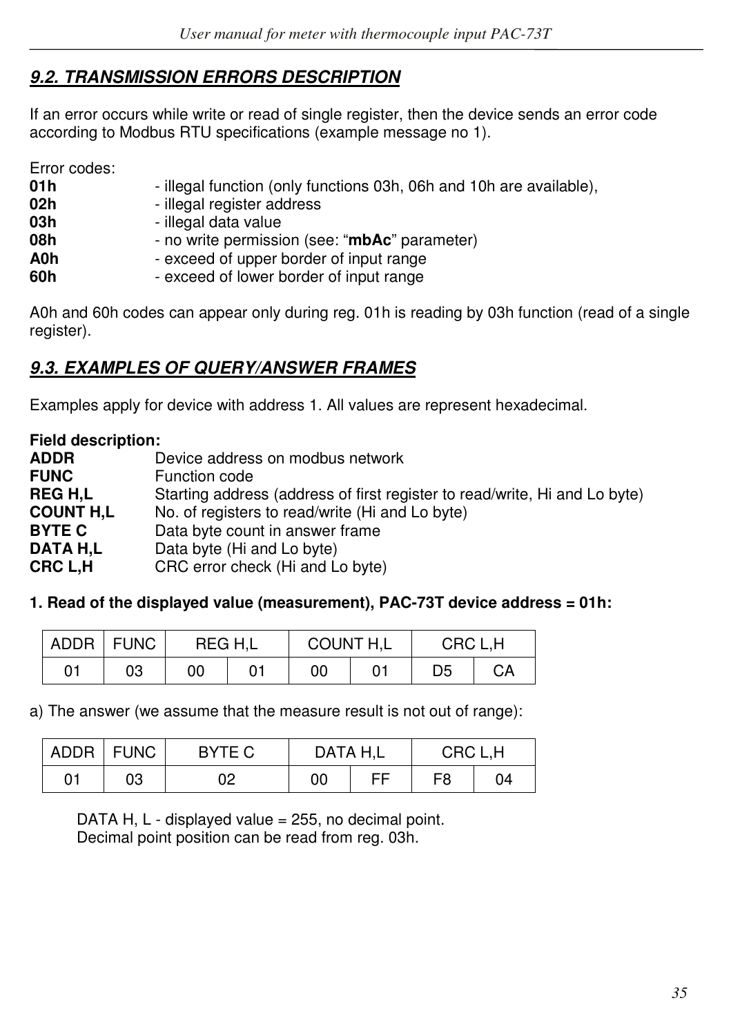## *9.2. TRANSMISSION ERRORS DESCRIPTION*

If an error occurs while write or read of single register, then the device sends an error code according to Modbus RTU specifications (example message no 1).

Error codes:

**01h** - illegal function (only functions 03h, 06h and 10h are available),
**02h** - illegal register address
**03h** - illegal data value
**08h** - no write permission (see: "**mbAc**" parameter)
**A0h** - exceed of upper border of input range
**60h** - exceed of lower border of input range

A0h and 60h codes can appear only during reg. 01h is reading by 03h function (read of a single register).

## *9.3. EXAMPLES OF QUERY/ANSWER FRAMES*

Examples apply for device with address 1. All values are represent hexadecimal.

**Field description:**

**ADDR** Device address on modbus network
**FUNC** Function code
**REG H,L** Starting address (address of first register to read/write, Hi and Lo byte)
**COUNT H,L** No. of registers to read/write (Hi and Lo byte)
**BYTE C** Data byte count in answer frame
**DATA H,L** Data byte (Hi and Lo byte)
**CRC L,H** CRC error check (Hi and Lo byte)

**1. Read of the displayed value (measurement), PAC-73T device address = 01h:**

| ADDR | FUNC | REG H,L | | COUNT H,L | | CRC L,H | |
|---|---|---|---|---|---|---|---|
| 01 | 03 | 00 | 01 | 00 | 01 | D5 | CA |

a) The answer (we assume that the measure result is not out of range):

| ADDR | FUNC | BYTE C | DATA H,L | | CRC L,H | |
|---|---|---|---|---|---|---|
| 01 | 03 | 02 | 00 | FF | F8 | 04 |

DATA H, L - displayed value = 255, no decimal point.
Decimal point position can be read from reg. 03h.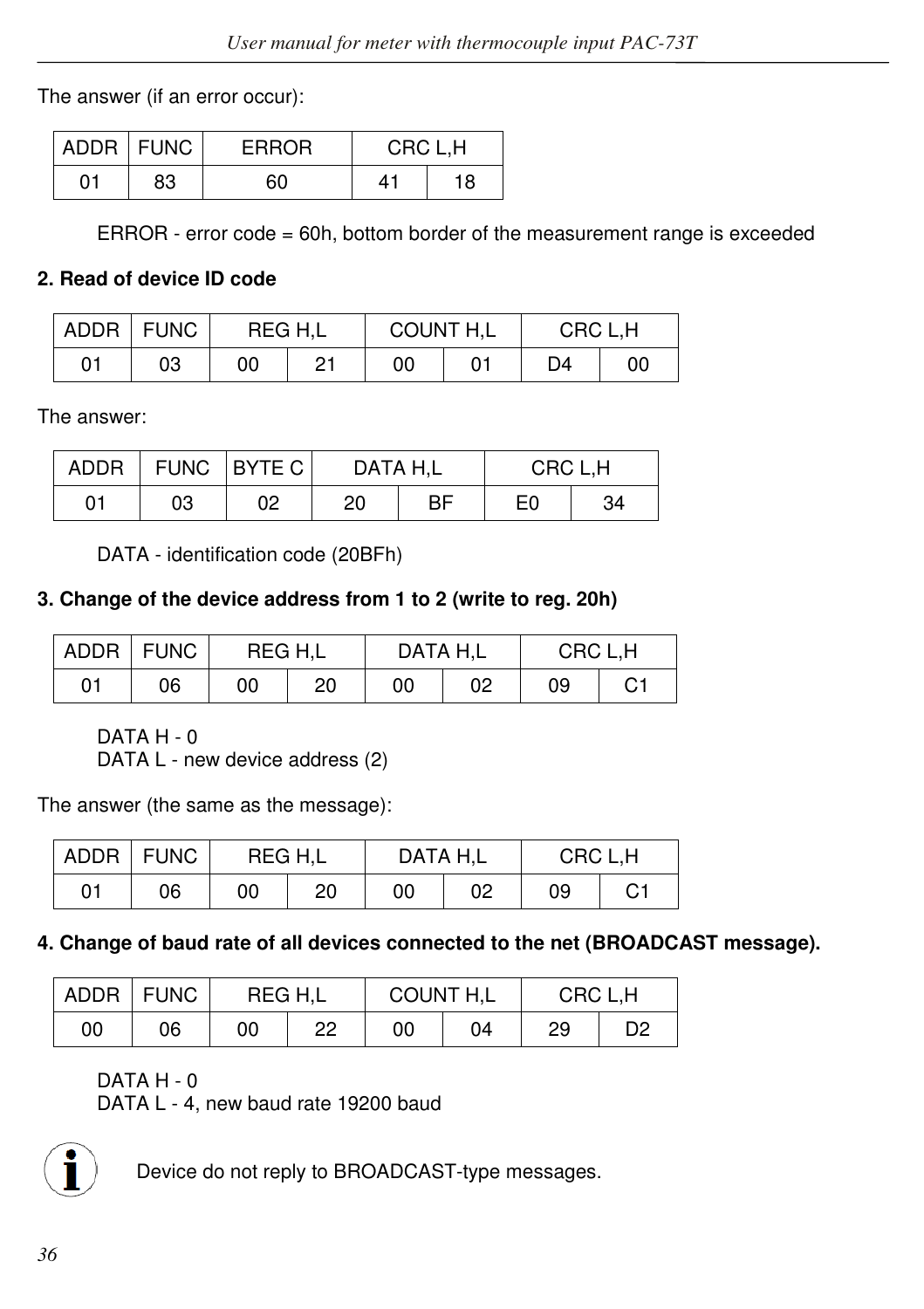The answer (if an error occur):

| ADDR | FUNC | ERROR | CRC L,H | |
|---|---|---|---|---|
| 01 | 83 | 60 | 41 | 18 |

ERROR - error code = 60h, bottom border of the measurement range is exceeded

**2. Read of device ID code**

| ADDR | FUNC | REG H,L | | COUNT H,L | | CRC L,H | |
|---|---|---|---|---|---|---|---|
| 01 | 03 | 00 | 21 | 00 | 01 | D4 | 00 |

The answer:

| ADDR | FUNC | BYTE C | DATA H,L | | CRC L,H | |
|---|---|---|---|---|---|---|
| 01 | 03 | 02 | 20 | BF | E0 | 34 |

DATA - identification code (20BFh)

**3. Change of the device address from 1 to 2 (write to reg. 20h)**

| ADDR | FUNC | REG H,L | | DATA H,L | | CRC L,H | |
|---|---|---|---|---|---|---|---|
| 01 | 06 | 00 | 20 | 00 | 02 | 09 | C1 |

DATA H - 0
DATA L - new device address (2)

The answer (the same as the message):

| ADDR | FUNC | REG H,L | | DATA H,L | | CRC L,H | |
|---|---|---|---|---|---|---|---|
| 01 | 06 | 00 | 20 | 00 | 02 | 09 | C1 |

**4. Change of baud rate of all devices connected to the net (BROADCAST message).**

| ADDR | FUNC | REG H,L | | COUNT H,L | | CRC L,H | |
|---|---|---|---|---|---|---|---|
| 00 | 06 | 00 | 22 | 00 | 04 | 29 | D2 |

DATA H - 0
DATA L - 4, new baud rate 19200 baud

Device do not reply to BROADCAST-type messages.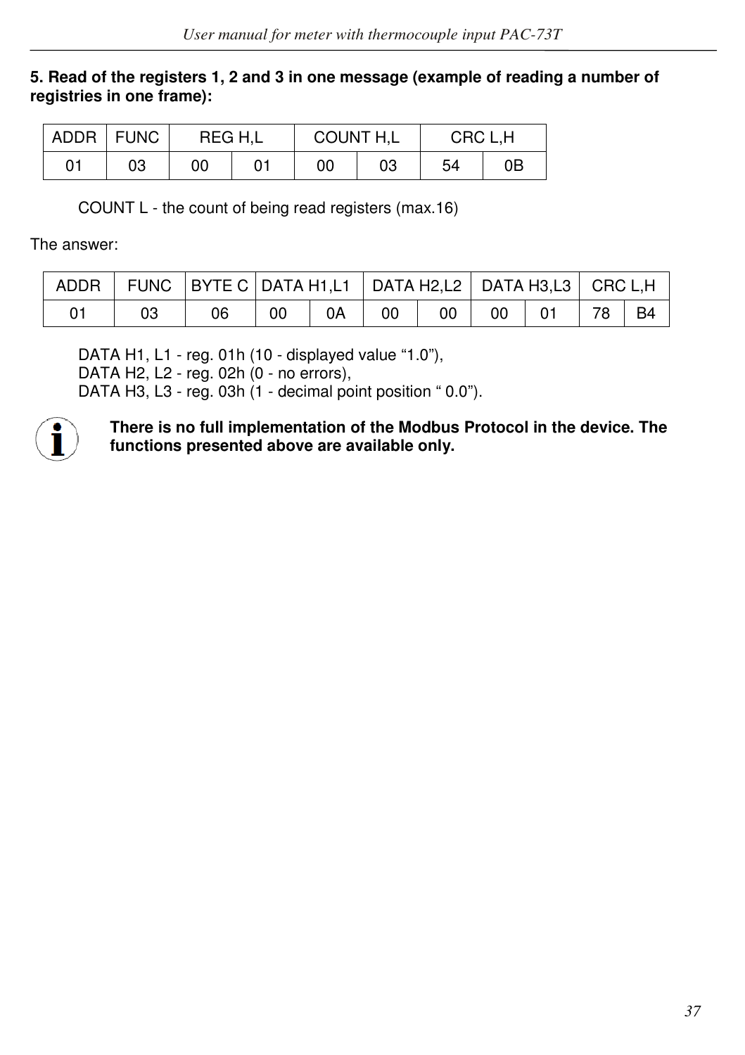**5. Read of the registers 1, 2 and 3 in one message (example of reading a number of registries in one frame):**

| ADDR | FUNC | REG H,L | | COUNT H,L | | CRC L,H | |
|---|---|---|---|---|---|---|---|
| 01 | 03 | 00 | 01 | 00 | 03 | 54 | 0B |

COUNT L - the count of being read registers (max.16)

The answer:

| ADDR | FUNC | BYTE C | DATA H1,L1 | | DATA H2,L2 | | DATA H3,L3 | | CRC L,H | |
|---|---|---|---|---|---|---|---|---|---|---|
| 01 | 03 | 06 | 00 | 0A | 00 | 00 | 00 | 01 | 78 | B4 |

DATA H1, L1 - reg. 01h (10 - displayed value “1.0”),
DATA H2, L2 - reg. 02h (0 - no errors),
DATA H3, L3 - reg. 03h (1 - decimal point position “ 0.0”).

**There is no full implementation of the Modbus Protocol in the device. The functions presented above are available only.**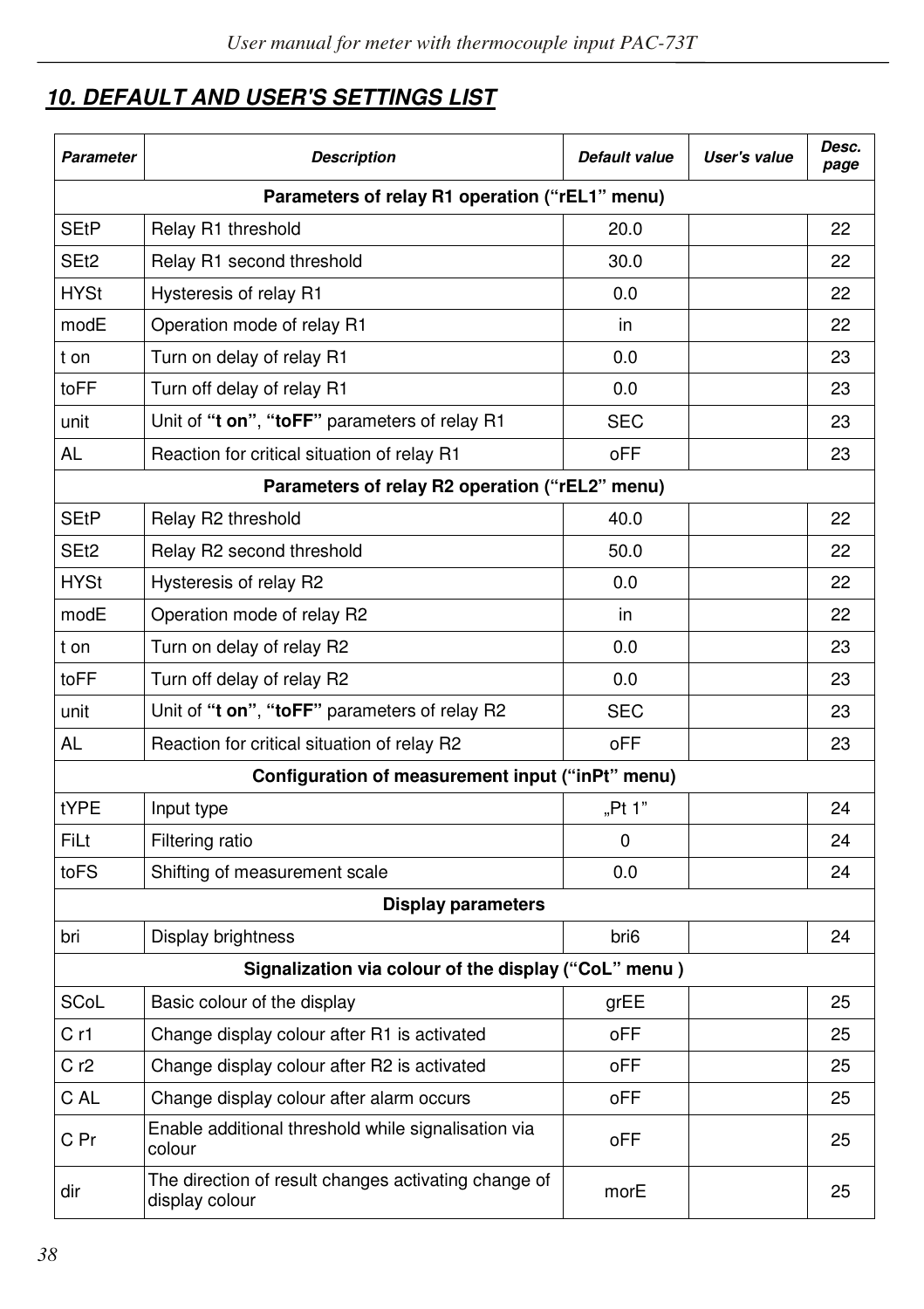## 10. DEFAULT AND USER'S SETTINGS LIST

| Parameter | Description | Default value | User's value | Desc. page |
|---|---|---|---|---|
| **Parameters of relay R1 operation (“rEL1” menu)** | | | | |
| SEtP | Relay R1 threshold | 20.0 | | 22 |
| SEt2 | Relay R1 second threshold | 30.0 | | 22 |
| HYSt | Hysteresis of relay R1 | 0.0 | | 22 |
| modE | Operation mode of relay R1 | in | | 22 |
| t on | Turn on delay of relay R1 | 0.0 | | 23 |
| toFF | Turn off delay of relay R1 | 0.0 | | 23 |
| unit | Unit of **“t on”**, **“toFF”** parameters of relay R1 | SEC | | 23 |
| AL | Reaction for critical situation of relay R1 | oFF | | 23 |
| **Parameters of relay R2 operation (“rEL2” menu)** | | | | |
| SEtP | Relay R2 threshold | 40.0 | | 22 |
| SEt2 | Relay R2 second threshold | 50.0 | | 22 |
| HYSt | Hysteresis of relay R2 | 0.0 | | 22 |
| modE | Operation mode of relay R2 | in | | 22 |
| t on | Turn on delay of relay R2 | 0.0 | | 23 |
| toFF | Turn off delay of relay R2 | 0.0 | | 23 |
| unit | Unit of **“t on”**, **“toFF”** parameters of relay R2 | SEC | | 23 |
| AL | Reaction for critical situation of relay R2 | oFF | | 23 |
| **Configuration of measurement input (“inPt” menu)** | | | | |
| tYPE | Input type | „Pt 1” | | 24 |
| FiLt | Filtering ratio | 0 | | 24 |
| toFS | Shifting of measurement scale | 0.0 | | 24 |
| **Display parameters** | | | | |
| bri | Display brightness | bri6 | | 24 |
| **Signalization via colour of the display (“CoL” menu )** | | | | |
| SCoL | Basic colour of the display | grEE | | 25 |
| C r1 | Change display colour after R1 is activated | oFF | | 25 |
| C r2 | Change display colour after R2 is activated | oFF | | 25 |
| C AL | Change display colour after alarm occurs | oFF | | 25 |
| C Pr | Enable additional threshold while signalisation via colour | oFF | | 25 |
| dir | The direction of result changes activating change of display colour | morE | | 25 |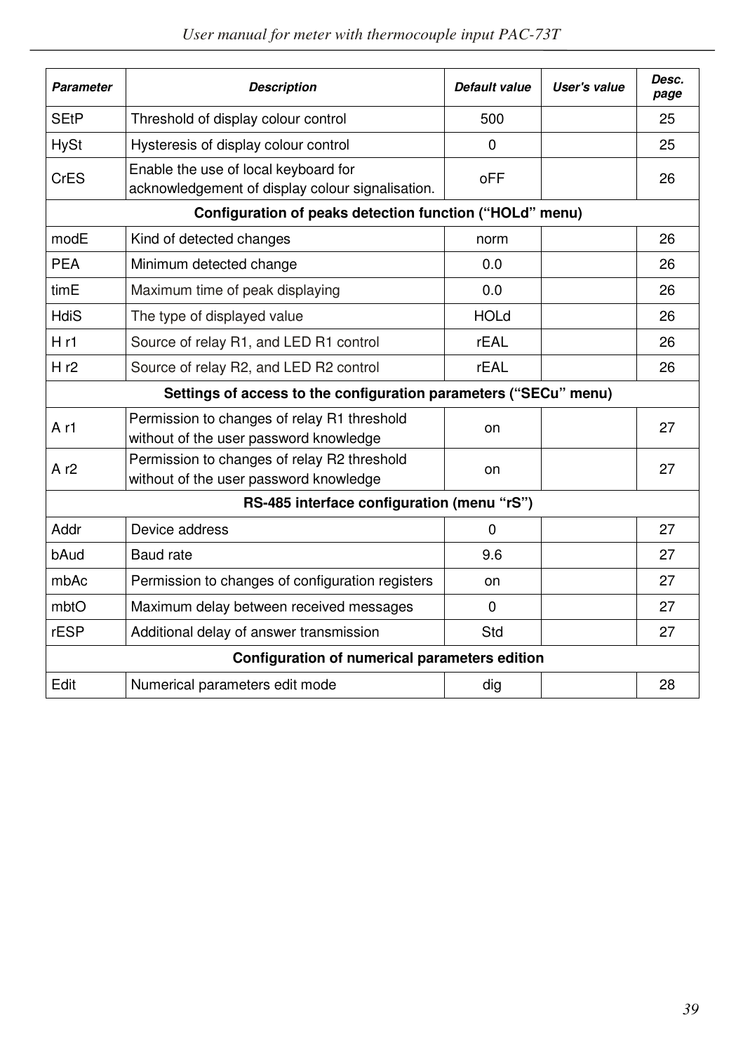| Parameter | Description | Default value | User's value | Desc. page |
|---|---|---|---|---|
| SEtP | Threshold of display colour control | 500 | | 25 |
| HySt | Hysteresis of display colour control | 0 | | 25 |
| CrES | Enable the use of local keyboard for acknowledgement of display colour signalisation. | oFF | | 26 |
| **Configuration of peaks detection function (“HOLd” menu)** | | | | |
| modE | Kind of detected changes | norm | | 26 |
| PEA | Minimum detected change | 0.0 | | 26 |
| timE | Maximum time of peak displaying | 0.0 | | 26 |
| HdiS | The type of displayed value | HOLd | | 26 |
| H r1 | Source of relay R1, and LED R1 control | rEAL | | 26 |
| H r2 | Source of relay R2, and LED R2 control | rEAL | | 26 |
| **Settings of access to the configuration parameters (“SECu” menu)** | | | | |
| A r1 | Permission to changes of relay R1 threshold without of the user password knowledge | on | | 27 |
| A r2 | Permission to changes of relay R2 threshold without of the user password knowledge | on | | 27 |
| **RS-485 interface configuration (menu “rS”)** | | | | |
| Addr | Device address | 0 | | 27 |
| bAud | Baud rate | 9.6 | | 27 |
| mbAc | Permission to changes of configuration registers | on | | 27 |
| mbtO | Maximum delay between received messages | 0 | | 27 |
| rESP | Additional delay of answer transmission | Std | | 27 |
| **Configuration of numerical parameters edition** | | | | |
| Edit | Numerical parameters edit mode | dig | | 28 |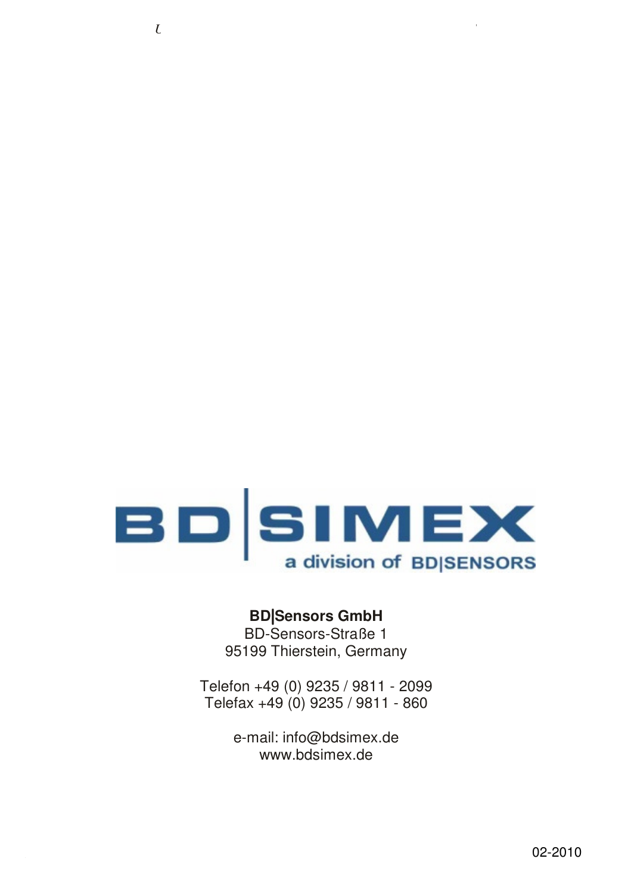BD|SIMEX

a division of BD|SENSORS

**BD|Sensors GmbH**
BD-Sensors-Straße 1
95199 Thierstein, Germany

Telefon +49 (0) 9235 / 9811 - 2099
Telefax +49 (0) 9235 / 9811 - 860

e-mail: info@bdsimex.de
www.bdsimex.de

02-2010